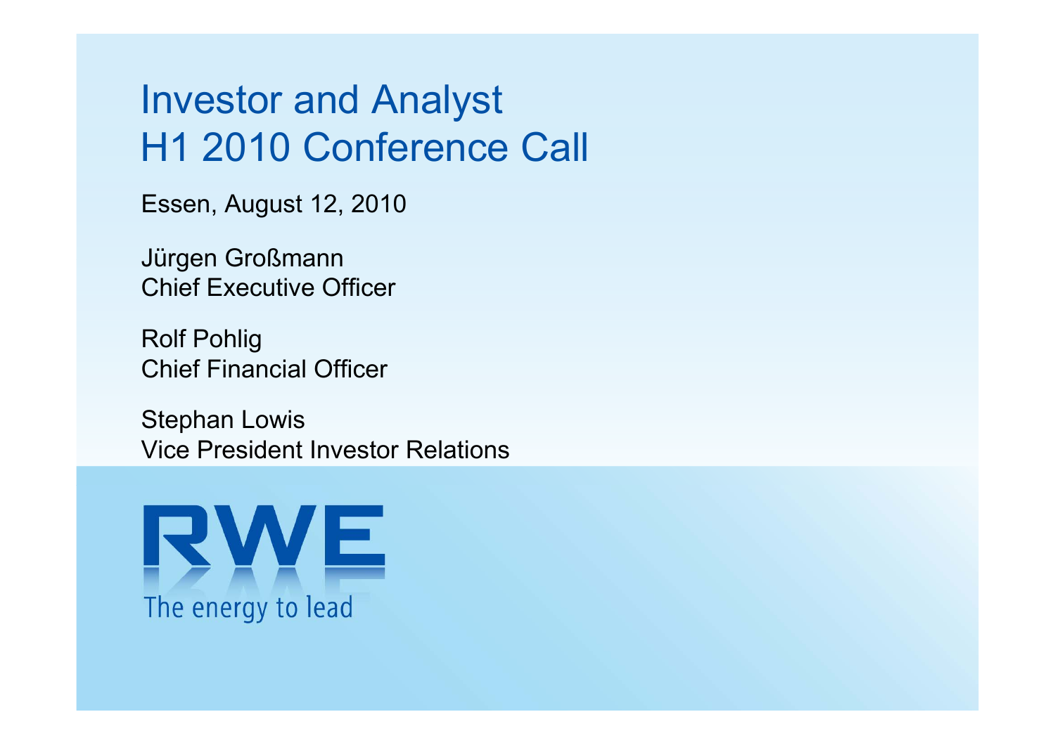# Investor and Analyst H1 2010 Conference Call

Essen, August 12, 2010

Jürgen Großmann
Chief Executive Officer

Rolf Pohlig
Chief Financial Officer

Stephan Lowis
Vice President Investor Relations

RWE

The energy to lead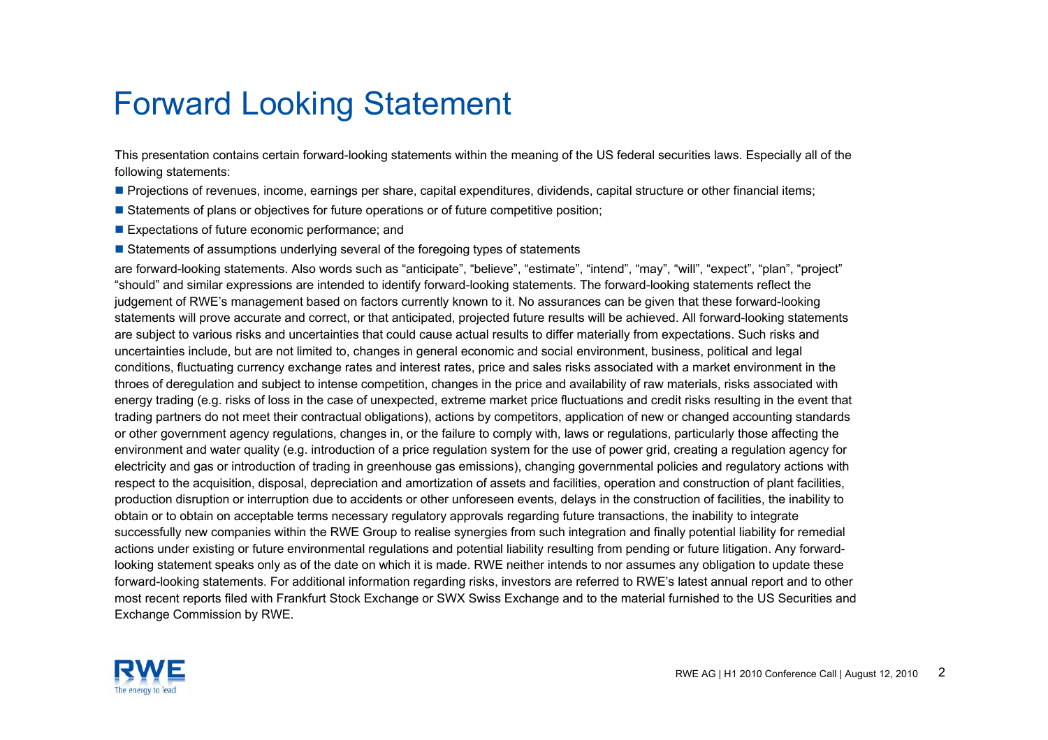# Forward Looking Statement

This presentation contains certain forward-looking statements within the meaning of the US federal securities laws. Especially all of the following statements:

- Projections of revenues, income, earnings per share, capital expenditures, dividends, capital structure or other financial items;
- Statements of plans or objectives for future operations or of future competitive position;
- Expectations of future economic performance; and
- Statements of assumptions underlying several of the foregoing types of statements

are forward-looking statements. Also words such as "anticipate", "believe", "estimate", "intend", "may", "will", "expect", "plan", "project" "should" and similar expressions are intended to identify forward-looking statements. The forward-looking statements reflect the judgement of RWE's management based on factors currently known to it. No assurances can be given that these forward-looking statements will prove accurate and correct, or that anticipated, projected future results will be achieved. All forward-looking statements are subject to various risks and uncertainties that could cause actual results to differ materially from expectations. Such risks and uncertainties include, but are not limited to, changes in general economic and social environment, business, political and legal conditions, fluctuating currency exchange rates and interest rates, price and sales risks associated with a market environment in the throes of deregulation and subject to intense competition, changes in the price and availability of raw materials, risks associated with energy trading (e.g. risks of loss in the case of unexpected, extreme market price fluctuations and credit risks resulting in the event that trading partners do not meet their contractual obligations), actions by competitors, application of new or changed accounting standards or other government agency regulations, changes in, or the failure to comply with, laws or regulations, particularly those affecting the environment and water quality (e.g. introduction of a price regulation system for the use of power grid, creating a regulation agency for electricity and gas or introduction of trading in greenhouse gas emissions), changing governmental policies and regulatory actions with respect to the acquisition, disposal, depreciation and amortization of assets and facilities, operation and construction of plant facilities, production disruption or interruption due to accidents or other unforeseen events, delays in the construction of facilities, the inability to obtain or to obtain on acceptable terms necessary regulatory approvals regarding future transactions, the inability to integrate successfully new companies within the RWE Group to realise synergies from such integration and finally potential liability for remedial actions under existing or future environmental regulations and potential liability resulting from pending or future litigation. Any forward-looking statement speaks only as of the date on which it is made. RWE neither intends to nor assumes any obligation to update these forward-looking statements. For additional information regarding risks, investors are referred to RWE's latest annual report and to other most recent reports filed with Frankfurt Stock Exchange or SWX Swiss Exchange and to the material furnished to the US Securities and Exchange Commission by RWE.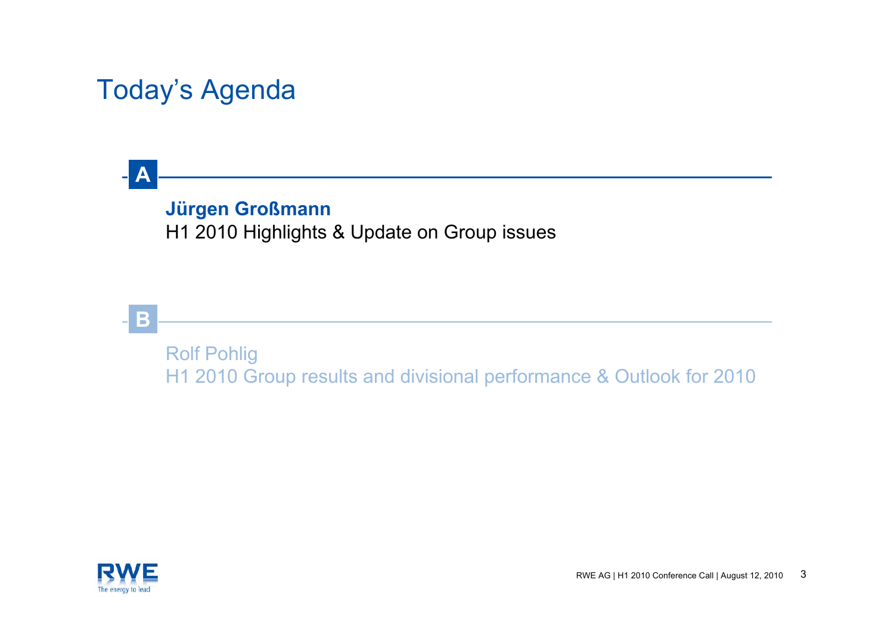# Today's Agenda

**A**

**Jürgen Großmann**
H1 2010 Highlights & Update on Group issues

**B**

Rolf Pohlig
H1 2010 Group results and divisional performance & Outlook for 2010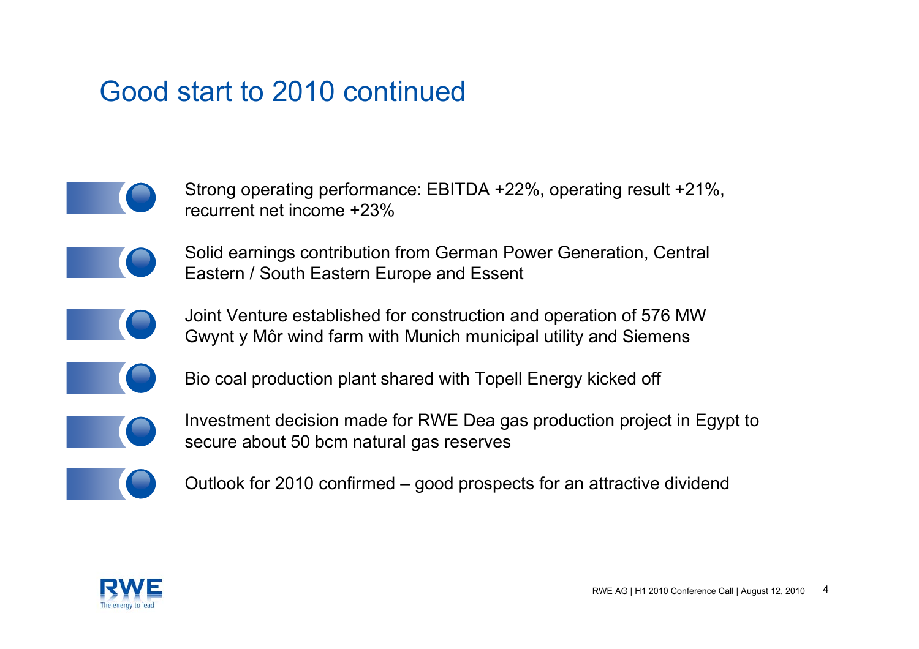# Good start to 2010 continued

- Strong operating performance: EBITDA +22%, operating result +21%, recurrent net income +23%
- Solid earnings contribution from German Power Generation, Central Eastern / South Eastern Europe and Essent
- Joint Venture established for construction and operation of 576 MW Gwynt y Môr wind farm with Munich municipal utility and Siemens
- Bio coal production plant shared with Topell Energy kicked off
- Investment decision made for RWE Dea gas production project in Egypt to secure about 50 bcm natural gas reserves
- Outlook for 2010 confirmed – good prospects for an attractive dividend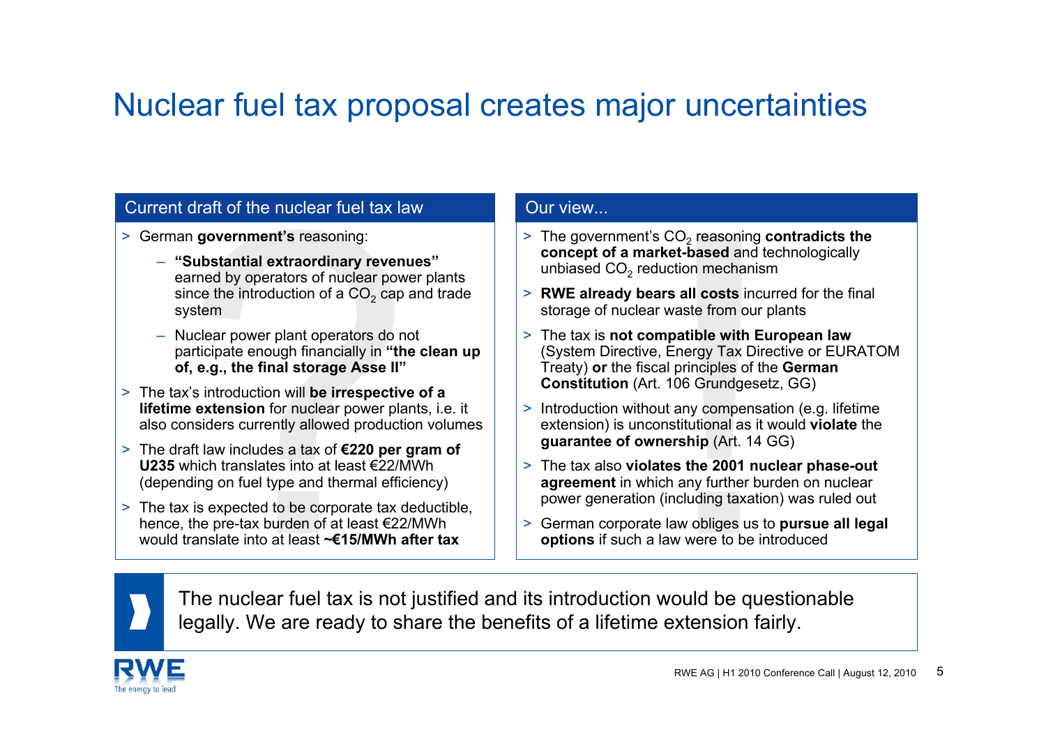# Nuclear fuel tax proposal creates major uncertainties

## Current draft of the nuclear fuel tax law

- German **government's** reasoning:
  - **"Substantial extraordinary revenues"** earned by operators of nuclear power plants since the introduction of a $CO_2$ cap and trade system
  - Nuclear power plant operators do not participate enough financially in **"the clean up of, e.g., the final storage Asse II"**
- The tax's introduction will **be irrespective of a lifetime extension** for nuclear power plants, i.e. it also considers currently allowed production volumes
- The draft law includes a tax of **€220 per gram of U235** which translates into at least €22/MWh (depending on fuel type and thermal efficiency)
- The tax is expected to be corporate tax deductible, hence, the pre-tax burden of at least €22/MWh would translate into at least **~€15/MWh after tax**

## Our view...

- The government's $CO_2$ reasoning **contradicts the concept of a market-based** and technologically unbiased $CO_2$ reduction mechanism
- **RWE already bears all costs** incurred for the final storage of nuclear waste from our plants
- The tax is **not compatible with European law** (System Directive, Energy Tax Directive or EURATOM Treaty) **or** the fiscal principles of the **German Constitution** (Art. 106 Grundgesetz, GG)
- Introduction without any compensation (e.g. lifetime extension) is unconstitutional as it would **violate** the **guarantee of ownership** (Art. 14 GG)
- The tax also **violates the 2001 nuclear phase-out agreement** in which any further burden on nuclear power generation (including taxation) was ruled out
- German corporate law obliges us to **pursue all legal options** if such a law were to be introduced

The nuclear fuel tax is not justified and its introduction would be questionable legally. We are ready to share the benefits of a lifetime extension fairly.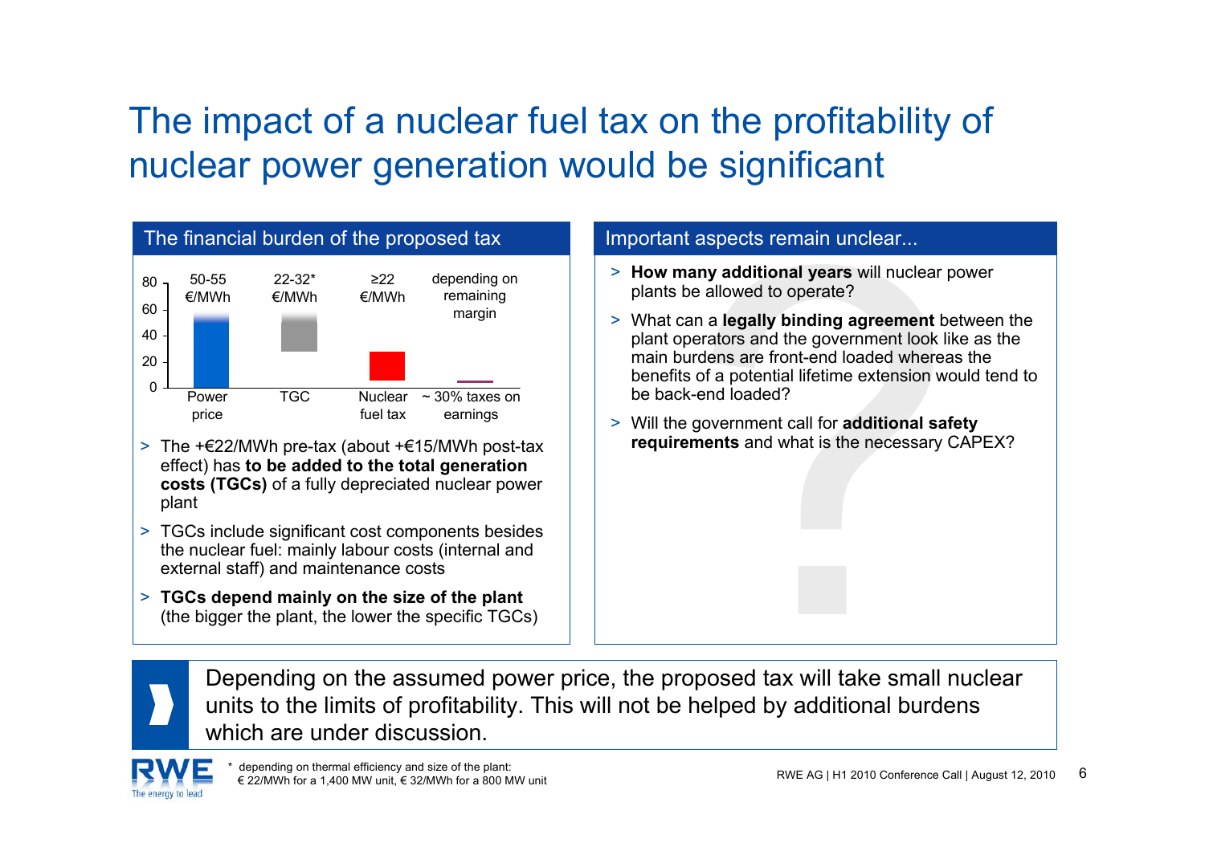# The impact of a nuclear fuel tax on the profitability of nuclear power generation would be significant

## The financial burden of the proposed tax

| | Power price | TGC | Nuclear fuel tax | ~ 30% taxes on earnings |
|---|---|---|---|---|
| Value | 50-55 €/MWh | 22-32* €/MWh | ≥22 €/MWh | depending on remaining margin |

- The +€22/MWh pre-tax (about +€15/MWh post-tax effect) has **to be added to the total generation costs (TGCs)** of a fully depreciated nuclear power plant
- TGCs include significant cost components besides the nuclear fuel: mainly labour costs (internal and external staff) and maintenance costs
- **TGCs depend mainly on the size of the plant** (the bigger the plant, the lower the specific TGCs)

## Important aspects remain unclear...

- **How many additional years** will nuclear power plants be allowed to operate?
- What can a **legally binding agreement** between the plant operators and the government look like as the main burdens are front-end loaded whereas the benefits of a potential lifetime extension would tend to be back-end loaded?
- Will the government call for **additional safety requirements** and what is the necessary CAPEX?

Depending on the assumed power price, the proposed tax will take small nuclear units to the limits of profitability. This will not be helped by additional burdens which are under discussion.

\* depending on thermal efficiency and size of the plant: € 22/MWh for a 1,400 MW unit, € 32/MWh for a 800 MW unit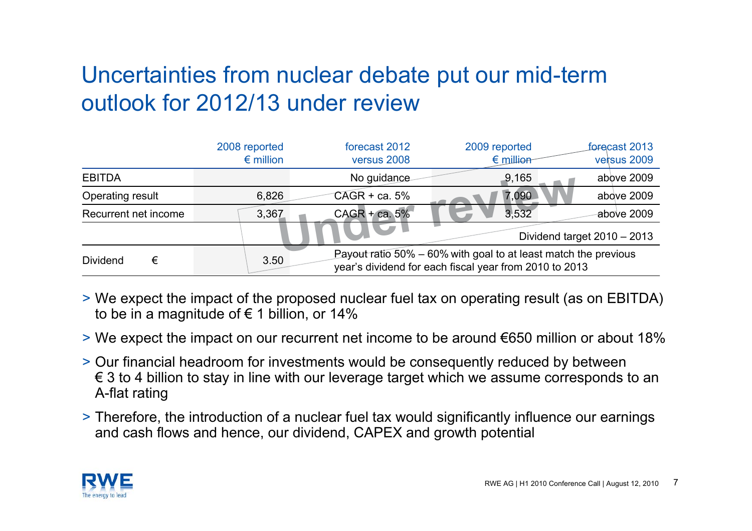# Uncertainties from nuclear debate put our mid-term outlook for 2012/13 under review

| | 2008 reported € million | forecast 2012 versus 2008 | 2009 reported € million | forecast 2013 versus 2009 |
|---|---|---|---|---|
| EBITDA | | No guidance | 9,165 | above 2009 |
| Operating result | 6,826 | CAGR + ca. 5% | 7,090 | above 2009 |
| Recurrent net income | 3,367 | CAGR + ca. 5% | 3,532 | above 2009 |
| | | | | Dividend target 2010 – 2013 |
| Dividend € | 3.50 | Payout ratio 50% – 60% with goal to at least match the previous year's dividend for each fiscal year from 2010 to 2013 | | |

Under review

- We expect the impact of the proposed nuclear fuel tax on operating result (as on EBITDA) to be in a magnitude of € 1 billion, or 14%
- We expect the impact on our recurrent net income to be around €650 million or about 18%
- Our financial headroom for investments would be consequently reduced by between € 3 to 4 billion to stay in line with our leverage target which we assume corresponds to an A-flat rating
- Therefore, the introduction of a nuclear fuel tax would significantly influence our earnings and cash flows and hence, our dividend, CAPEX and growth potential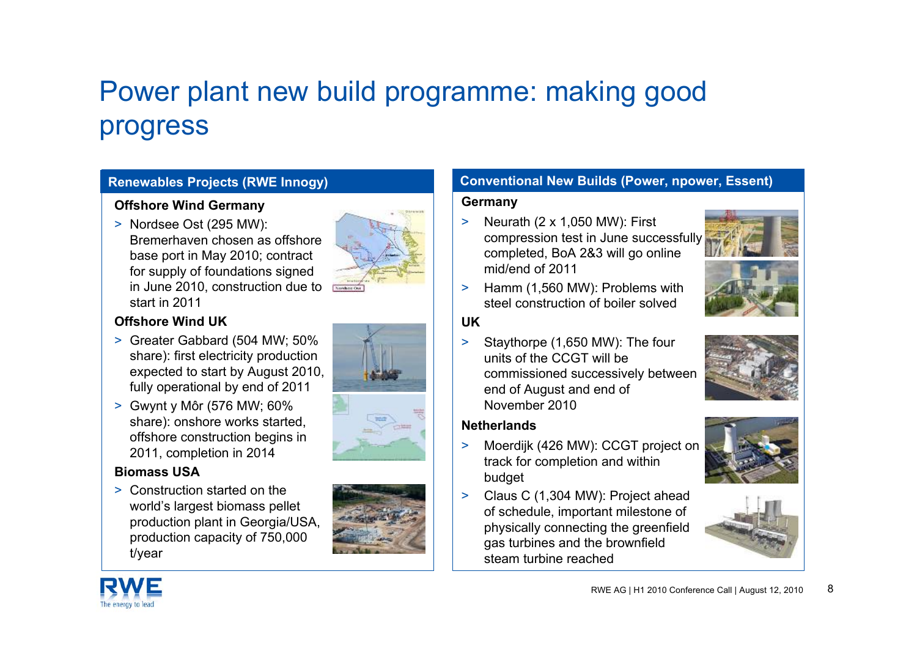# Power plant new build programme: making good progress

## Renewables Projects (RWE Innogy)

### Offshore Wind Germany

- Nordsee Ost (295 MW): Bremerhaven chosen as offshore base port in May 2010; contract for supply of foundations signed in June 2010, construction due to start in 2011

### Offshore Wind UK

- Greater Gabbard (504 MW; 50% share): first electricity production expected to start by August 2010, fully operational by end of 2011
- Gwynt y Môr (576 MW; 60% share): onshore works started, offshore construction begins in 2011, completion in 2014

### Biomass USA

- Construction started on the world's largest biomass pellet production plant in Georgia/USA, production capacity of 750,000 t/year

## Conventional New Builds (Power, npower, Essent)

### Germany

- Neurath (2 x 1,050 MW): First compression test in June successfully completed, BoA 2&3 will go online mid/end of 2011
- Hamm (1,560 MW): Problems with steel construction of boiler solved

### UK

- Staythorpe (1,650 MW): The four units of the CCGT will be commissioned successively between end of August and end of November 2010

### Netherlands

- Moerdijk (426 MW): CCGT project on track for completion and within budget
- Claus C (1,304 MW): Project ahead of schedule, important milestone of physically connecting the greenfield gas turbines and the brownfield steam turbine reached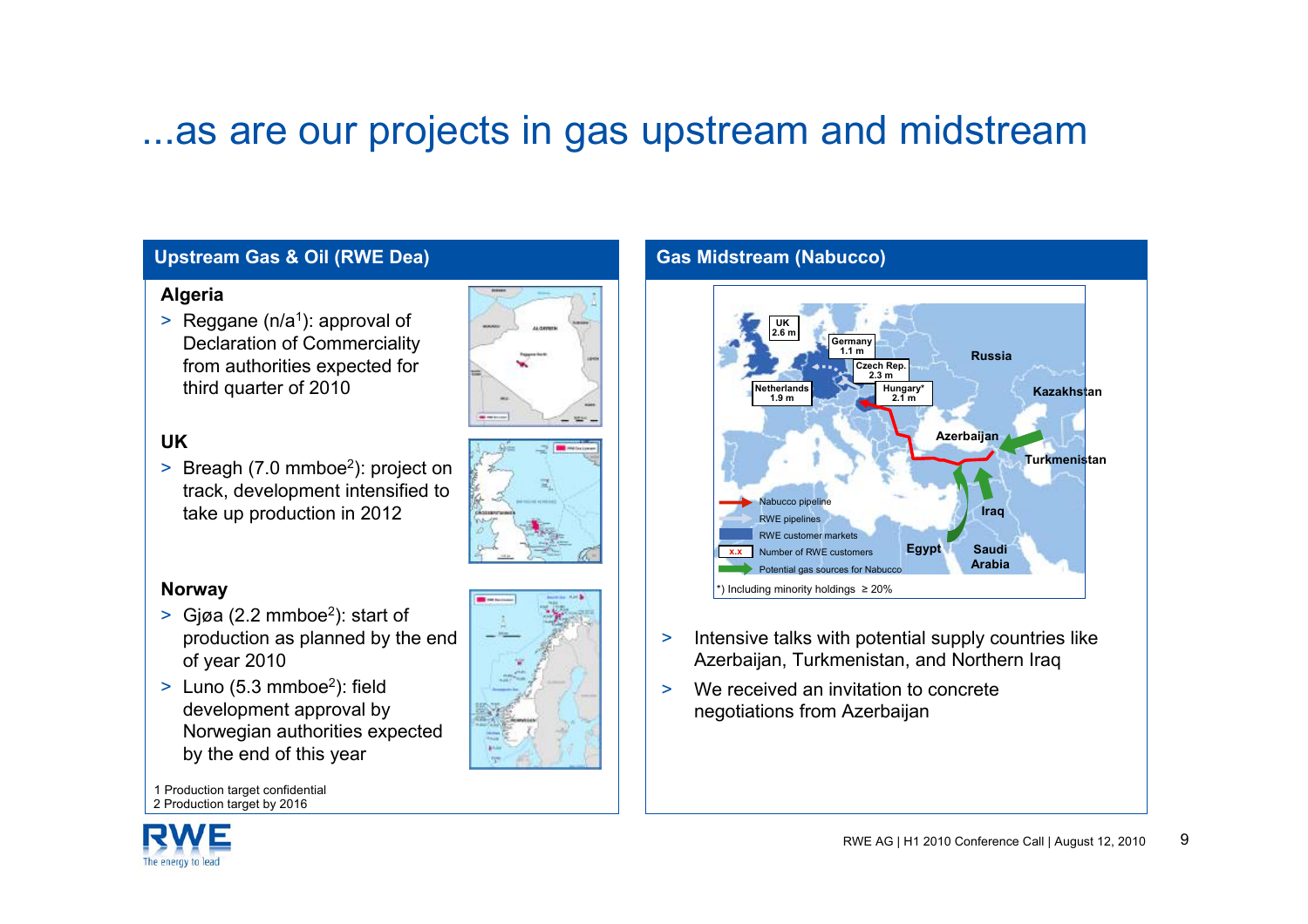# ...as are our projects in gas upstream and midstream

## Upstream Gas & Oil (RWE Dea)

### Algeria

- Reggane (n/a[1]): approval of Declaration of Commerciality from authorities expected for third quarter of 2010

### UK

- Breagh (7.0 mmboe[2]): project on track, development intensified to take up production in 2012

### Norway

- Gjøa (2.2 mmboe[2]): start of production as planned by the end of year 2010
- Luno (5.3 mmboe[2]): field development approval by Norwegian authorities expected by the end of this year

1 Production target confidential
2 Production target by 2016

## Gas Midstream (Nabucco)

UK 2.6 m; Germany 1.1 m; Czech Rep. 2.3 m; Netherlands 1.9 m; Hungary* 2.1 m

Russia, Kazakhstan, Azerbaijan, Turkmenistan, Iraq, Egypt, Saudi Arabia

- Nabucco pipeline
- RWE pipelines
- RWE customer markets
- x.x Number of RWE customers
- Potential gas sources for Nabucco

*) Including minority holdings ≥ 20%

- Intensive talks with potential supply countries like Azerbaijan, Turkmenistan, and Northern Iraq
- We received an invitation to concrete negotiations from Azerbaijan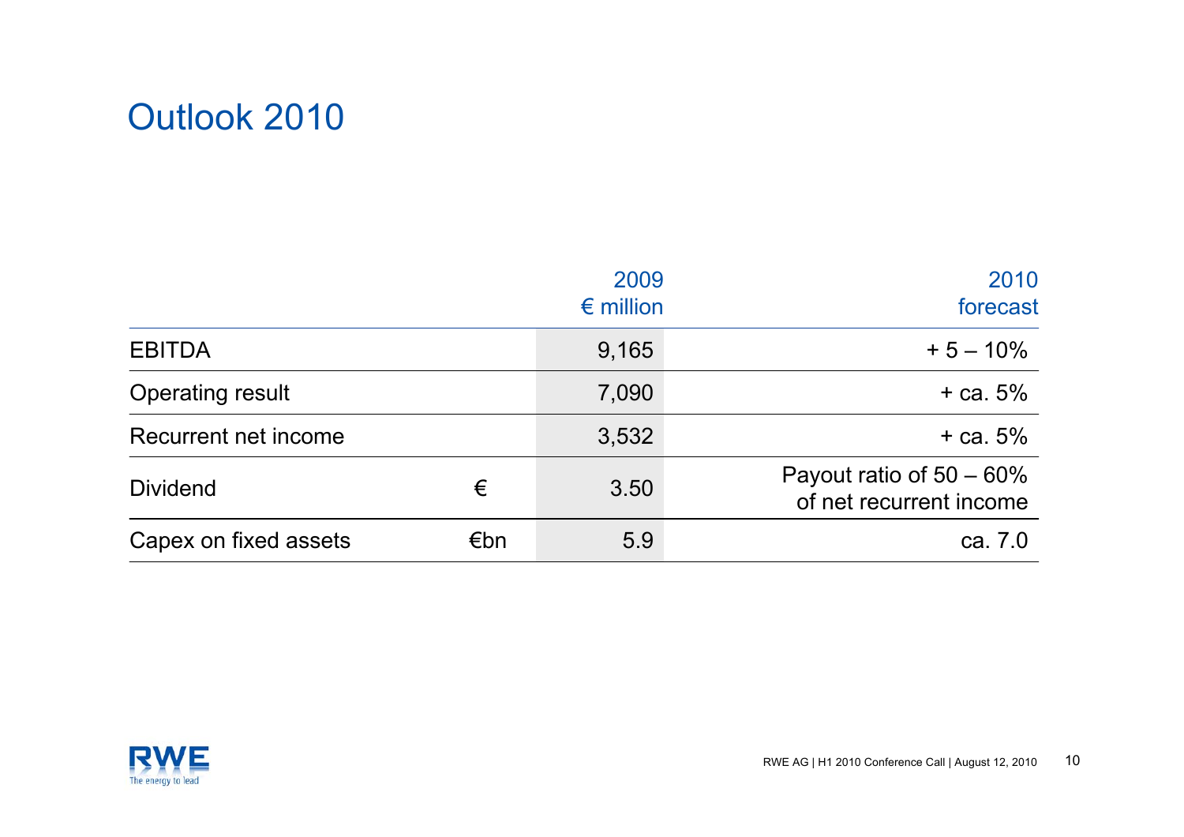# Outlook 2010

| | | 2009 € million | 2010 forecast |
|---|---|---|---|
| EBITDA | | 9,165 | + 5 – 10% |
| Operating result | | 7,090 | + ca. 5% |
| Recurrent net income | | 3,532 | + ca. 5% |
| Dividend | € | 3.50 | Payout ratio of 50 – 60% of net recurrent income |
| Capex on fixed assets | €bn | 5.9 | ca. 7.0 |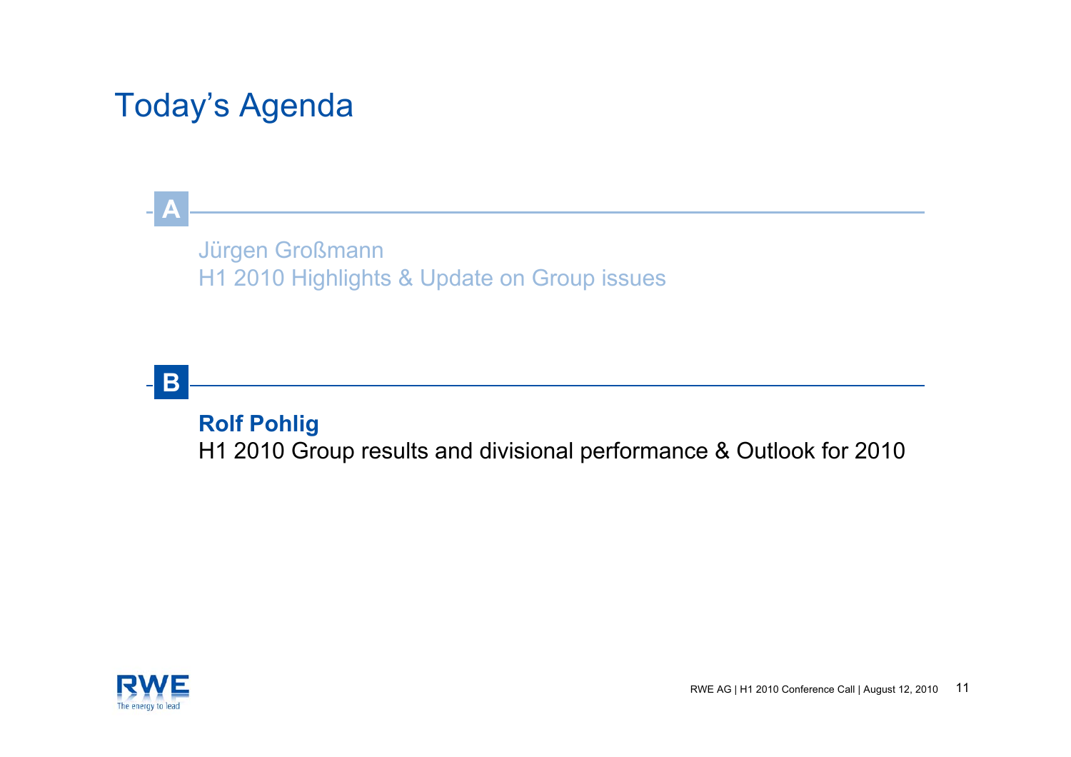# Today's Agenda

**A**

Jürgen Großmann
H1 2010 Highlights & Update on Group issues

**B**

**Rolf Pohlig**
H1 2010 Group results and divisional performance & Outlook for 2010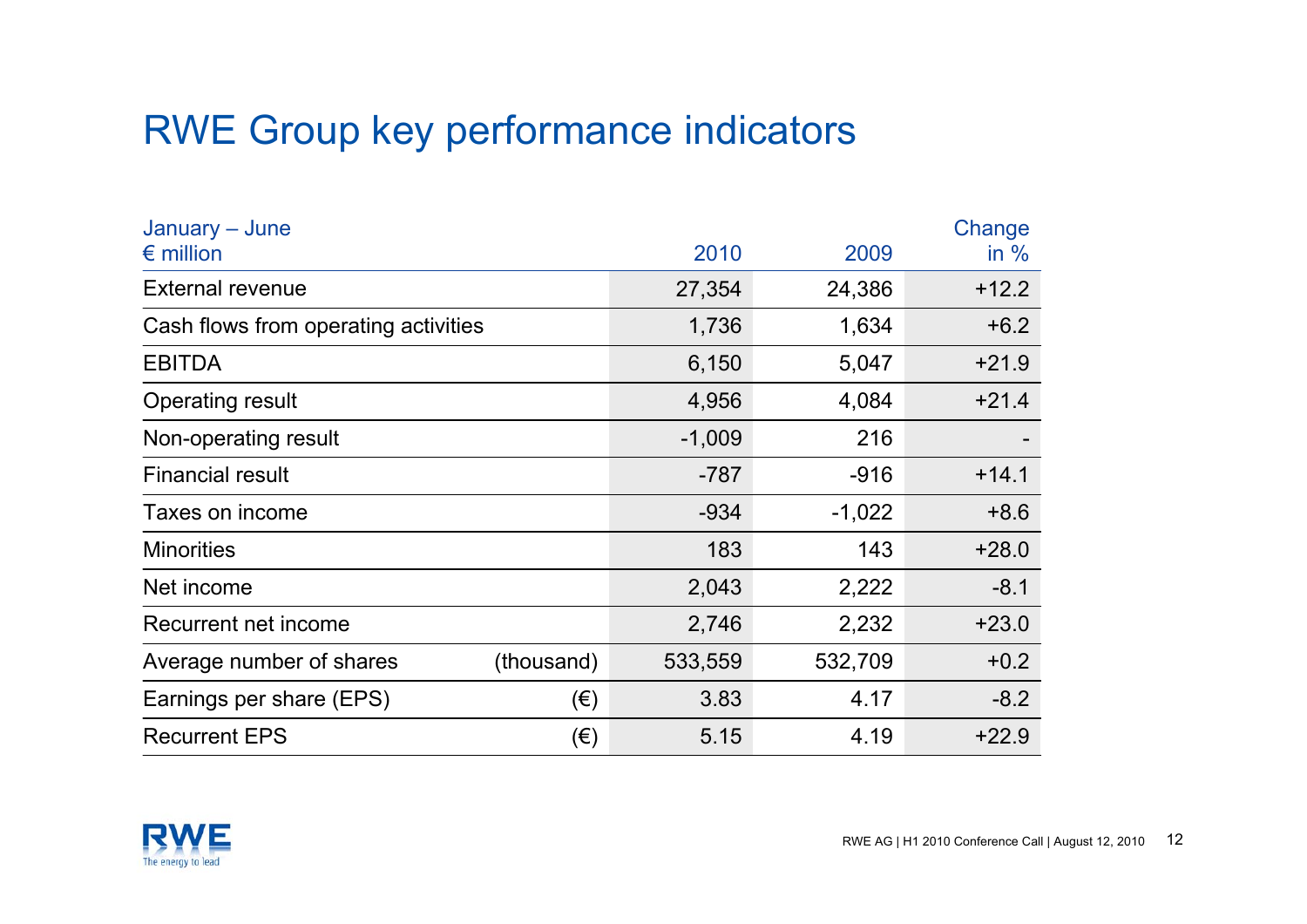# RWE Group key performance indicators

| January – June<br>€ million | | 2010 | 2009 | Change in % |
|---|---|---|---|---|
| External revenue | | 27,354 | 24,386 | +12.2 |
| Cash flows from operating activities | | 1,736 | 1,634 | +6.2 |
| EBITDA | | 6,150 | 5,047 | +21.9 |
| Operating result | | 4,956 | 4,084 | +21.4 |
| Non-operating result | | -1,009 | 216 | - |
| Financial result | | -787 | -916 | +14.1 |
| Taxes on income | | -934 | -1,022 | +8.6 |
| Minorities | | 183 | 143 | +28.0 |
| Net income | | 2,043 | 2,222 | -8.1 |
| Recurrent net income | | 2,746 | 2,232 | +23.0 |
| Average number of shares | (thousand) | 533,559 | 532,709 | +0.2 |
| Earnings per share (EPS) | (€) | 3.83 | 4.17 | -8.2 |
| Recurrent EPS | (€) | 5.15 | 4.19 | +22.9 |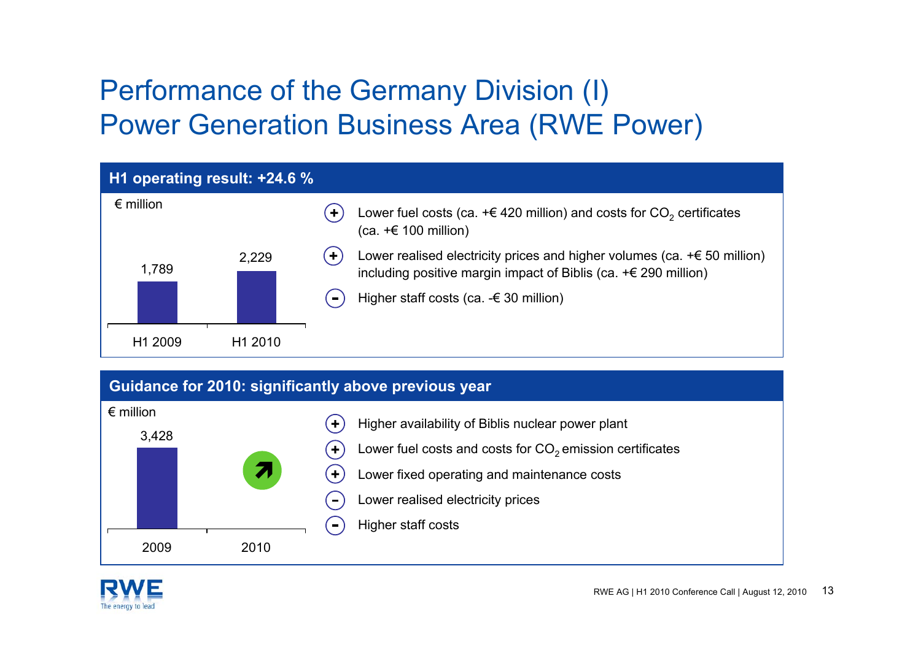# Performance of the Germany Division (I)
# Power Generation Business Area (RWE Power)

## H1 operating result: +24.6 %

€ million

| H1 2009 | H1 2010 |
|---|---|
| 1,789 | 2,229 |

- (+) Lower fuel costs (ca. +€ 420 million) and costs for $CO_2$ certificates (ca. +€ 100 million)
- (+) Lower realised electricity prices and higher volumes (ca. +€ 50 million) including positive margin impact of Biblis (ca. +€ 290 million)
- (-) Higher staff costs (ca. -€ 30 million)

## Guidance for 2010: significantly above previous year

€ million

| 2009 | 2010 |
|---|---|
| 3,428 | ↗ |

- (+) Higher availability of Biblis nuclear power plant
- (+) Lower fuel costs and costs for $CO_2$ emission certificates
- (+) Lower fixed operating and maintenance costs
- (-) Lower realised electricity prices
- (-) Higher staff costs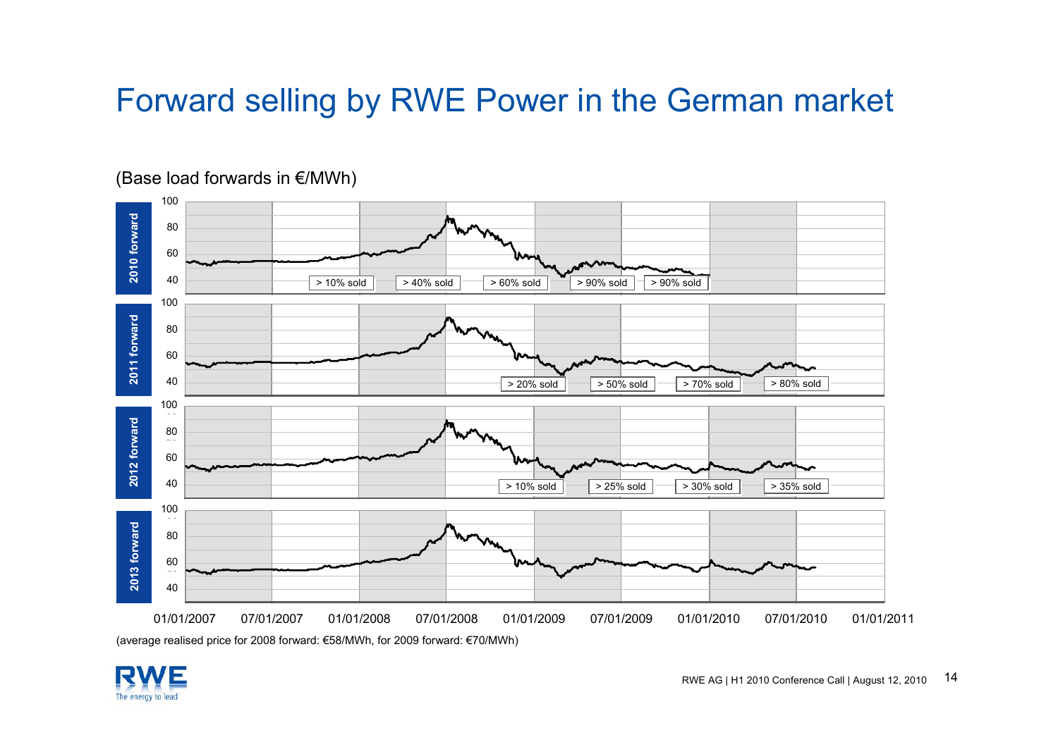# Forward selling by RWE Power in the German market

(Base load forwards in €/MWh)

**2010 forward**: > 10% sold | > 40% sold | > 60% sold | > 90% sold | > 90% sold

**2011 forward**: > 20% sold | > 50% sold | > 70% sold | > 80% sold

**2012 forward**: > 10% sold | > 25% sold | > 30% sold | > 35% sold

**2013 forward**

(average realised price for 2008 forward: €58/MWh, for 2009 forward: €70/MWh)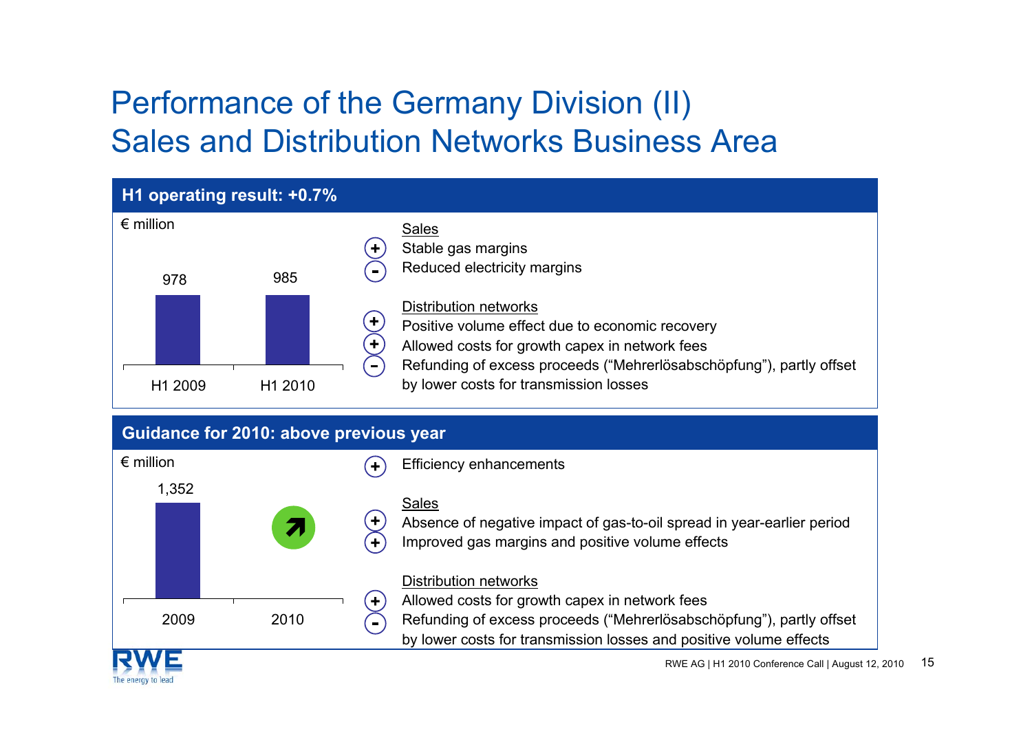# Performance of the Germany Division (II)
## Sales and Distribution Networks Business Area

### H1 operating result: +0.7%

€ million

| | H1 2009 | H1 2010 |
|---|---|---|
| Operating result | 978 | 985 |

**Sales**

- (+) Stable gas margins
- (-) Reduced electricity margins

**Distribution networks**

- (+) Positive volume effect due to economic recovery
- (+) Allowed costs for growth capex in network fees
- (-) Refunding of excess proceeds ("Mehrerlösabschöpfung"), partly offset by lower costs for transmission losses

### Guidance for 2010: above previous year

€ million

| | 2009 | 2010 |
|---|---|---|
| Operating result | 1,352 | ↗ |

- (+) Efficiency enhancements

**Sales**

- (+) Absence of negative impact of gas-to-oil spread in year-earlier period
- (+) Improved gas margins and positive volume effects

**Distribution networks**

- (+) Allowed costs for growth capex in network fees
- (-) Refunding of excess proceeds ("Mehrerlösabschöpfung"), partly offset by lower costs for transmission losses and positive volume effects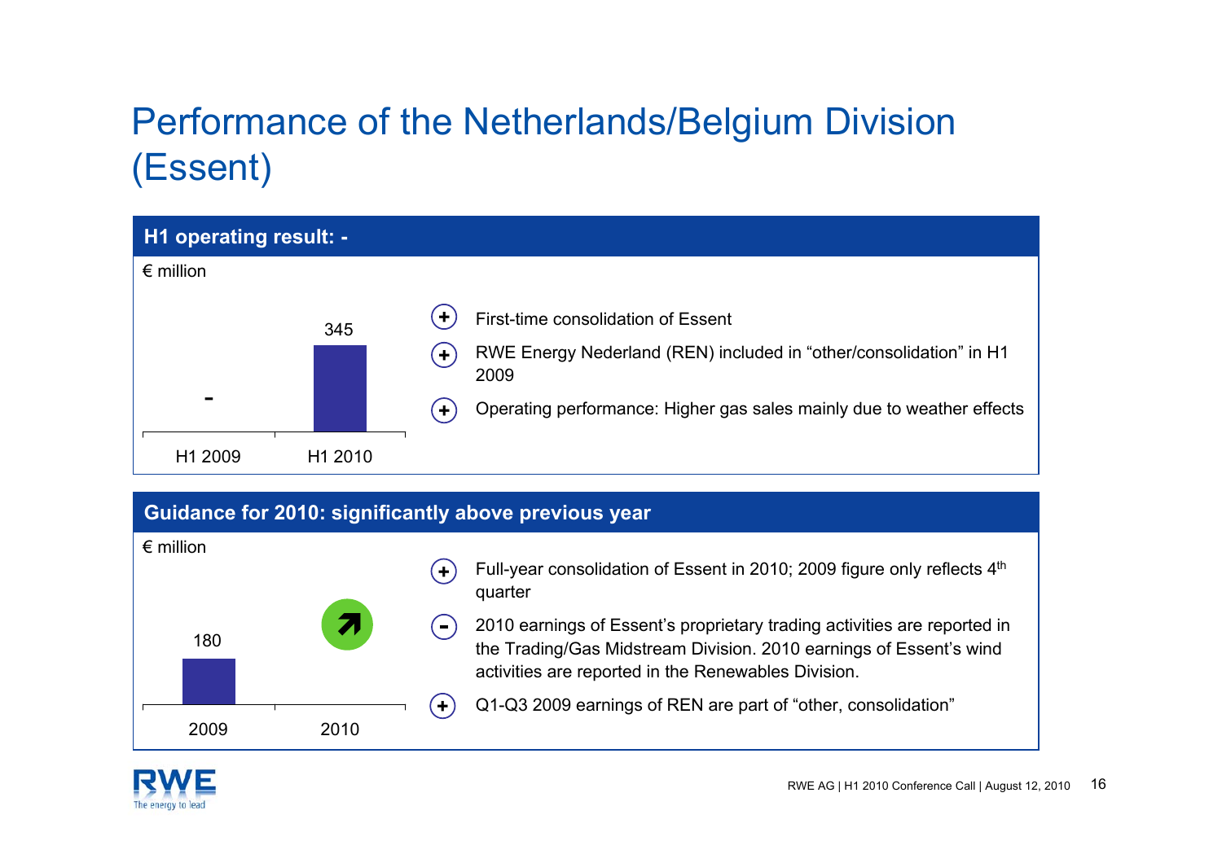# Performance of the Netherlands/Belgium Division (Essent)

## H1 operating result: -

€ million

| | H1 2009 | H1 2010 |
|---|---|---|
| Operating result | - | 345 |

- (+) First-time consolidation of Essent
- (+) RWE Energy Nederland (REN) included in "other/consolidation" in H1 2009
- (+) Operating performance: Higher gas sales mainly due to weather effects

## Guidance for 2010: significantly above previous year

€ million

| | 2009 | 2010 |
|---|---|---|
| Operating result | 180 | ↗ |

- (+) Full-year consolidation of Essent in 2010; 2009 figure only reflects 4th quarter
- (-) 2010 earnings of Essent's proprietary trading activities are reported in the Trading/Gas Midstream Division. 2010 earnings of Essent's wind activities are reported in the Renewables Division.
- (+) Q1-Q3 2009 earnings of REN are part of "other, consolidation"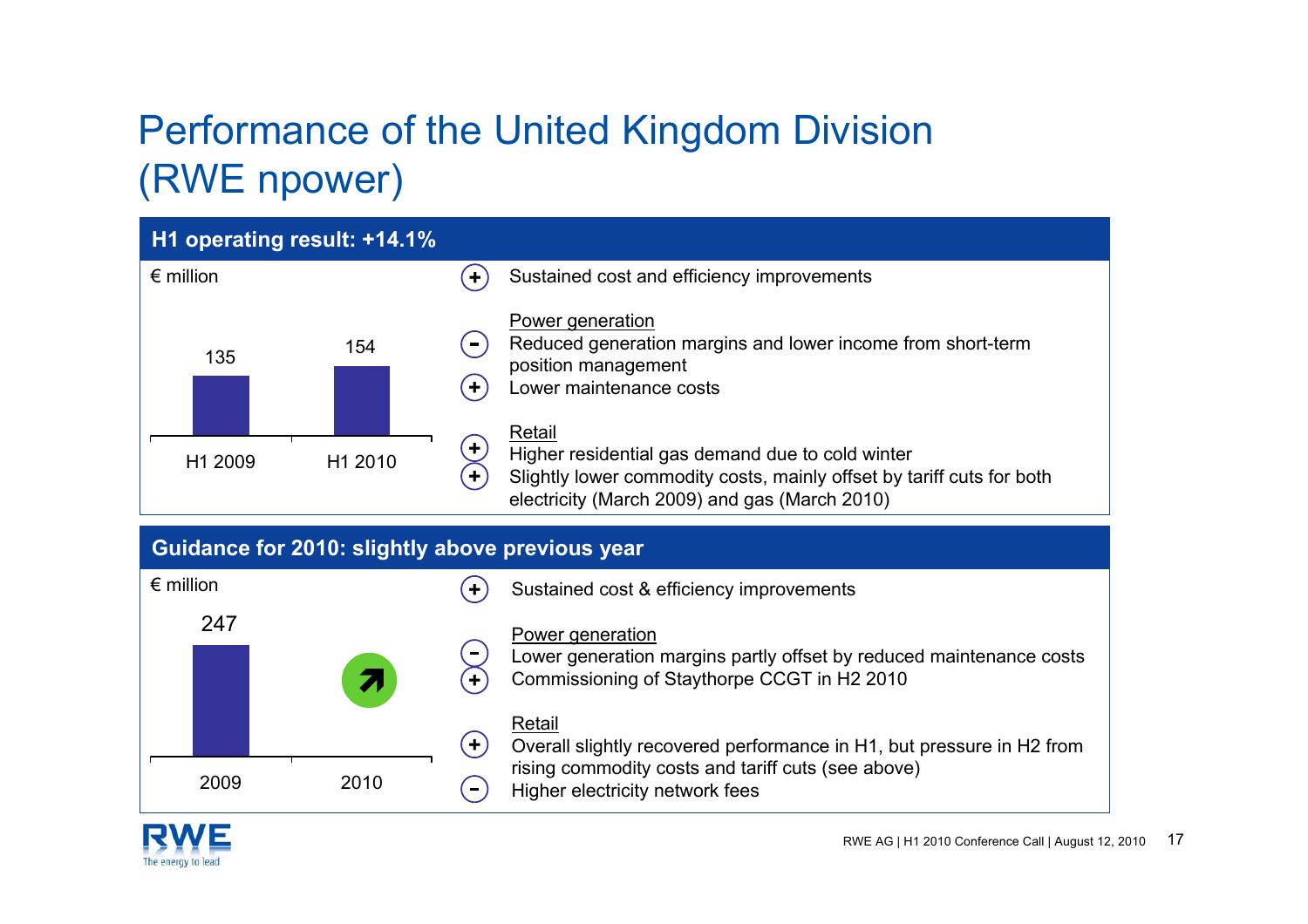# Performance of the United Kingdom Division (RWE npower)

## H1 operating result: +14.1%

€ million

| H1 2009 | H1 2010 |
|---|---|
| 135 | 154 |

- (+) Sustained cost and efficiency improvements

Power generation

- (−) Reduced generation margins and lower income from short-term position management
- (+) Lower maintenance costs

Retail

- (+) Higher residential gas demand due to cold winter
- (+) Slightly lower commodity costs, mainly offset by tariff cuts for both electricity (March 2009) and gas (March 2010)

## Guidance for 2010: slightly above previous year

€ million

| 2009 | 2010 |
|---|---|
| 247 | ↗ |

- (+) Sustained cost & efficiency improvements

Power generation

- (−) Lower generation margins partly offset by reduced maintenance costs
- (+) Commissioning of Staythorpe CCGT in H2 2010

Retail

- (+) Overall slightly recovered performance in H1, but pressure in H2 from rising commodity costs and tariff cuts (see above)
- (−) Higher electricity network fees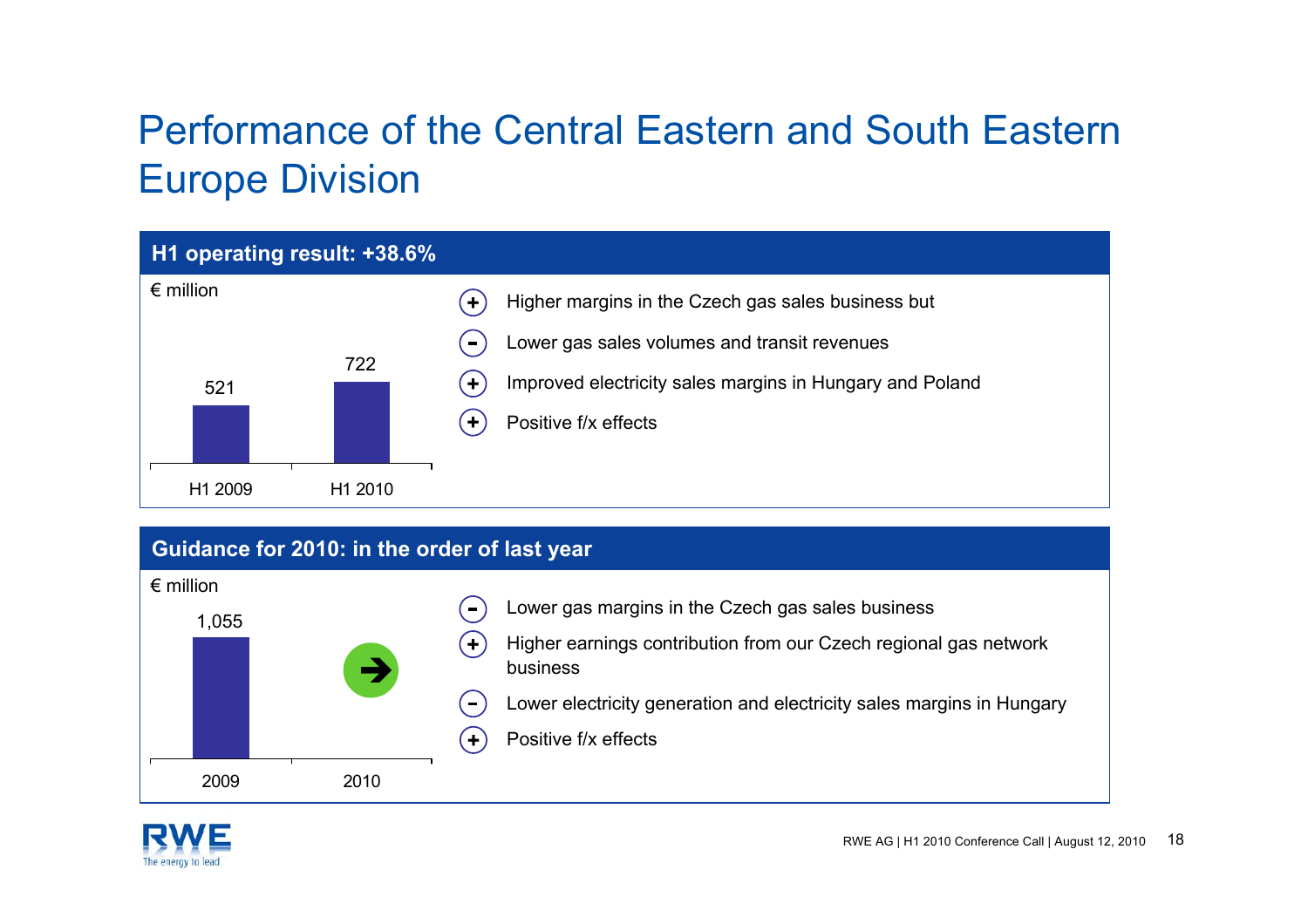# Performance of the Central Eastern and South Eastern Europe Division

## H1 operating result: +38.6%

€ million

| | H1 2009 | H1 2010 |
|---|---|---|
| Operating result | 521 | 722 |

- (+) Higher margins in the Czech gas sales business but
- (-) Lower gas sales volumes and transit revenues
- (+) Improved electricity sales margins in Hungary and Poland
- (+) Positive f/x effects

## Guidance for 2010: in the order of last year

€ million

| | 2009 | 2010 |
|---|---|---|
| Operating result | 1,055 | → |

- (-) Lower gas margins in the Czech gas sales business
- (+) Higher earnings contribution from our Czech regional gas network business
- (-) Lower electricity generation and electricity sales margins in Hungary
- (+) Positive f/x effects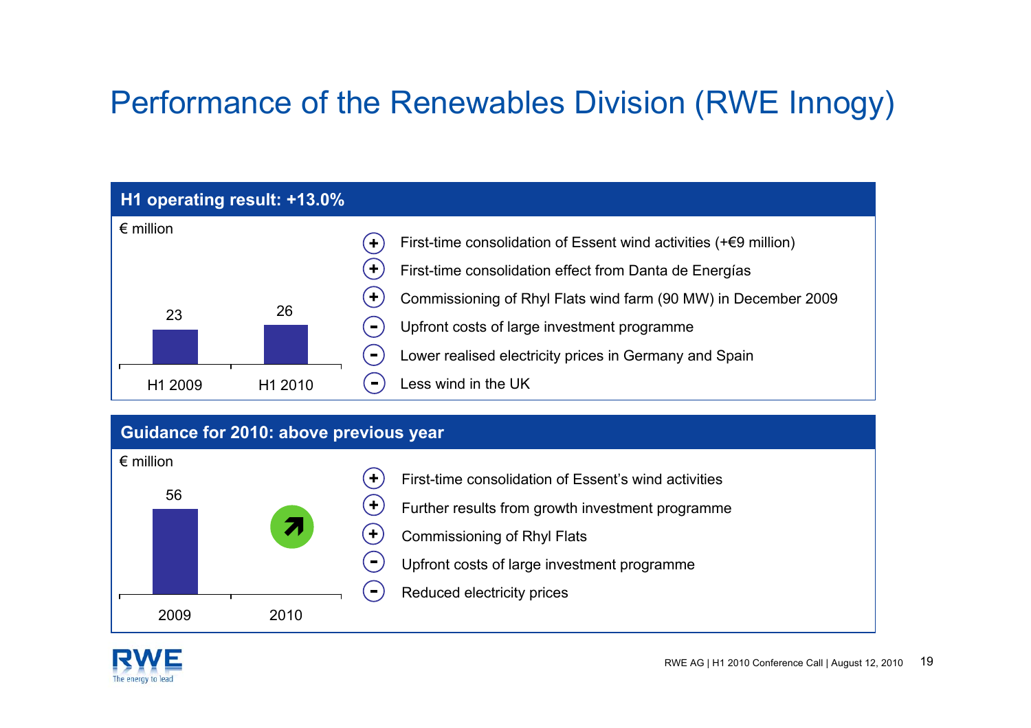# Performance of the Renewables Division (RWE Innogy)

## H1 operating result: +13.0%

€ million

| | H1 2009 | H1 2010 |
|---|---|---|
| Operating result | 23 | 26 |

- \+ First-time consolidation of Essent wind activities (+€9 million)
- \+ First-time consolidation effect from Danta de Energías
- \+ Commissioning of Rhyl Flats wind farm (90 MW) in December 2009
- \- Upfront costs of large investment programme
- \- Lower realised electricity prices in Germany and Spain
- \- Less wind in the UK

## Guidance for 2010: above previous year

€ million

| | 2009 | 2010 |
|---|---|---|
| Operating result | 56 | ↗ |

- \+ First-time consolidation of Essent's wind activities
- \+ Further results from growth investment programme
- \+ Commissioning of Rhyl Flats
- \- Upfront costs of large investment programme
- \- Reduced electricity prices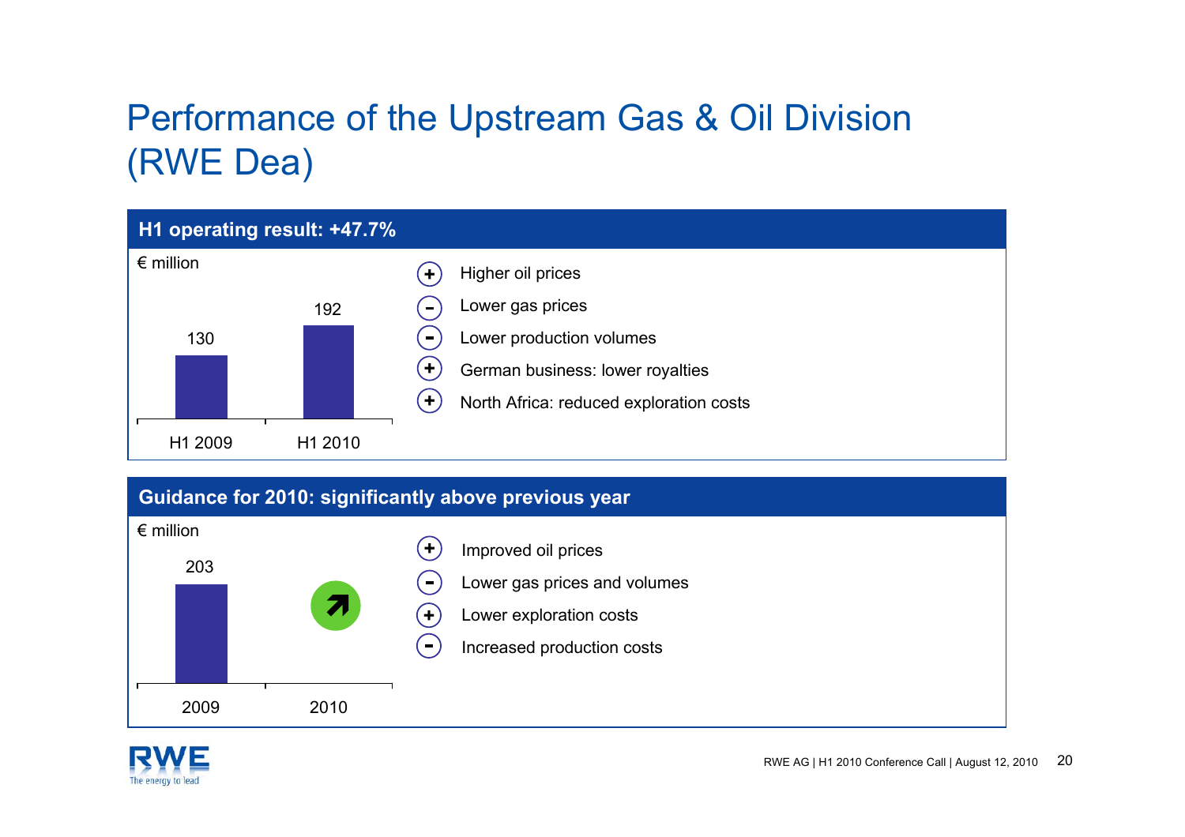# Performance of the Upstream Gas & Oil Division (RWE Dea)

## H1 operating result: +47.7%

€ million

| | H1 2009 | H1 2010 |
|---|---|---|
| Operating result | 130 | 192 |

- (+) Higher oil prices
- (–) Lower gas prices
- (–) Lower production volumes
- (+) German business: lower royalties
- (+) North Africa: reduced exploration costs

## Guidance for 2010: significantly above previous year

€ million

| | 2009 | 2010 |
|---|---|---|
| Operating result | 203 | ↗ |

- (+) Improved oil prices
- (–) Lower gas prices and volumes
- (+) Lower exploration costs
- (–) Increased production costs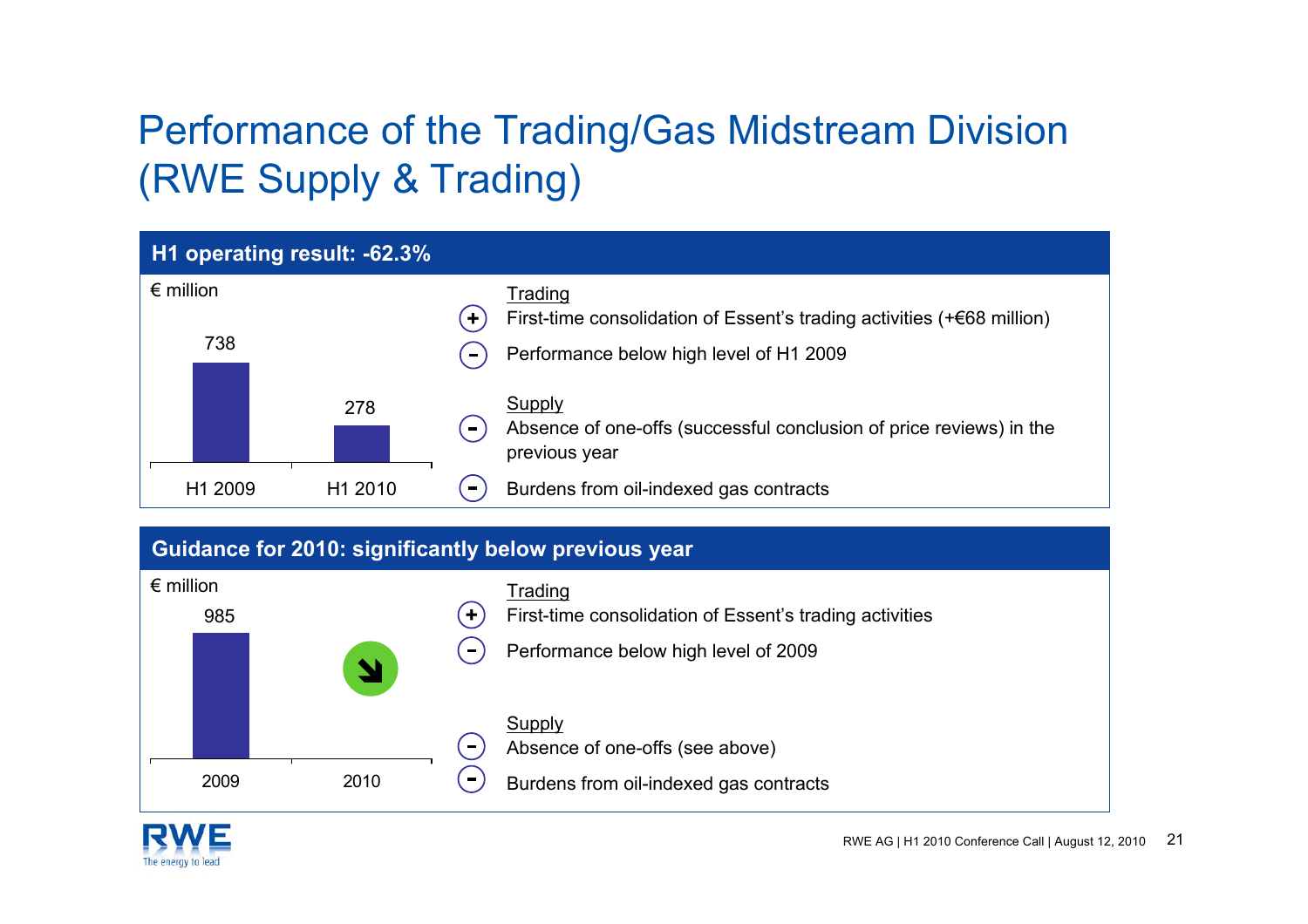# Performance of the Trading/Gas Midstream Division (RWE Supply & Trading)

## H1 operating result: -62.3%

€ million

| H1 2009 | H1 2010 |
|---|---|
| 738 | 278 |

Trading

- (+) First-time consolidation of Essent's trading activities (+€68 million)
- (–) Performance below high level of H1 2009

Supply

- (–) Absence of one-offs (successful conclusion of price reviews) in the previous year
- (–) Burdens from oil-indexed gas contracts

## Guidance for 2010: significantly below previous year

€ million

| 2009 | 2010 |
|---|---|
| 985 | ↘ |

Trading

- (+) First-time consolidation of Essent's trading activities
- (–) Performance below high level of 2009

Supply

- (–) Absence of one-offs (see above)
- (–) Burdens from oil-indexed gas contracts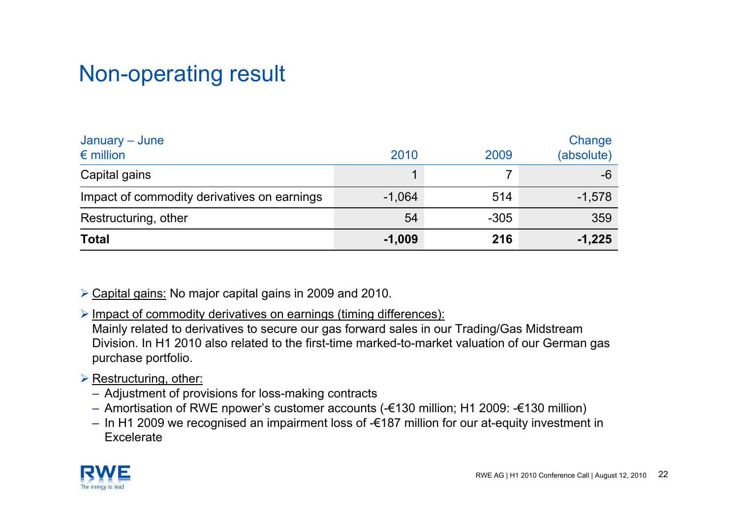# Non-operating result

| January – June<br>€ million | 2010 | 2009 | Change<br>(absolute) |
|---|---|---|---|
| Capital gains | 1 | 7 | -6 |
| Impact of commodity derivatives on earnings | -1,064 | 514 | -1,578 |
| Restructuring, other | 54 | -305 | 359 |
| **Total** | **-1,009** | **216** | **-1,225** |

- Capital gains: No major capital gains in 2009 and 2010.
- Impact of commodity derivatives on earnings (timing differences):
  Mainly related to derivatives to secure our gas forward sales in our Trading/Gas Midstream Division. In H1 2010 also related to the first-time marked-to-market valuation of our German gas purchase portfolio.
- Restructuring, other:
  - Adjustment of provisions for loss-making contracts
  - Amortisation of RWE npower's customer accounts (-€130 million; H1 2009: -€130 million)
  - In H1 2009 we recognised an impairment loss of -€187 million for our at-equity investment in Excelerate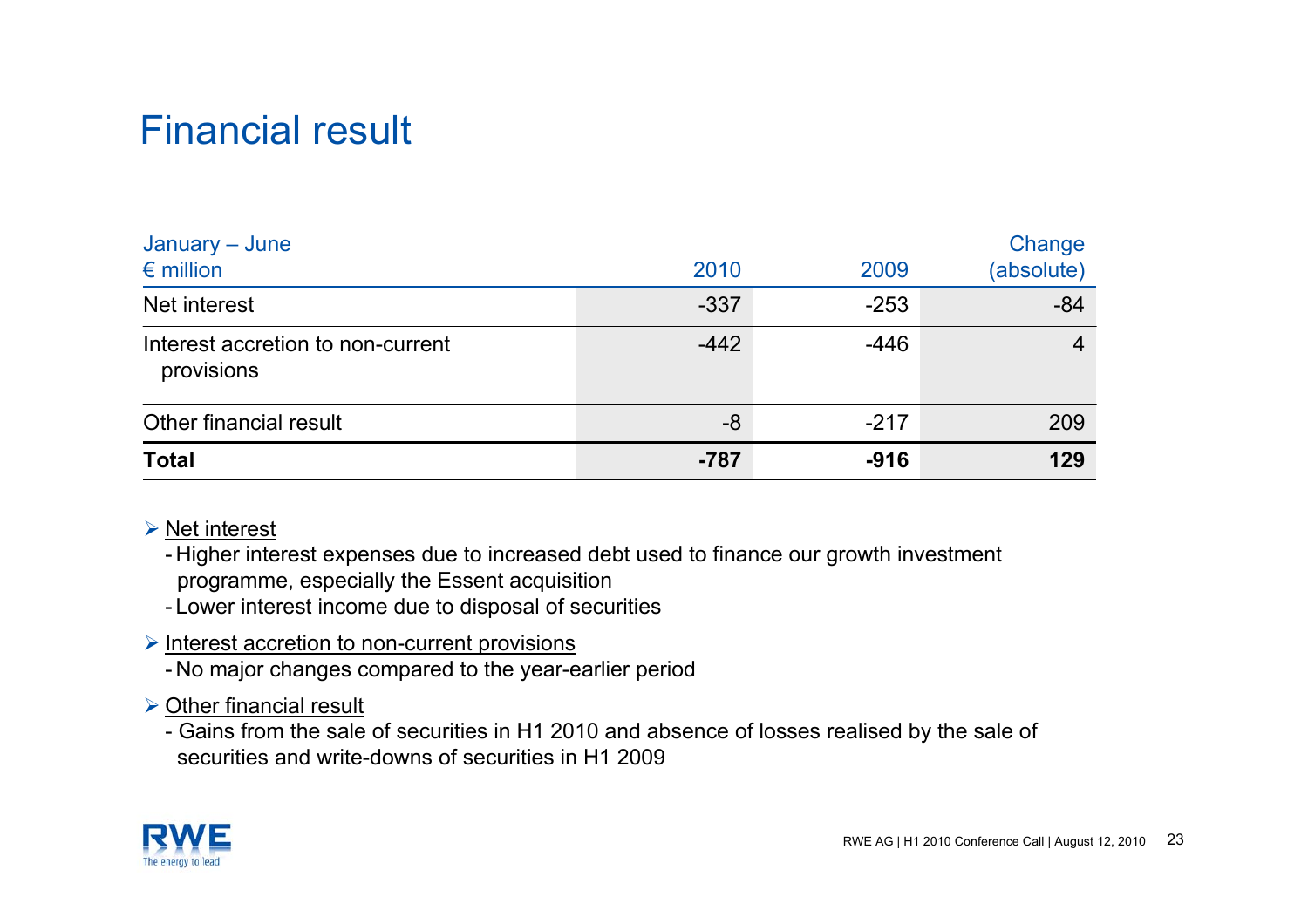# Financial result

| January – June<br>€ million | 2010 | 2009 | Change<br>(absolute) |
|---|---|---|---|
| Net interest | -337 | -253 | -84 |
| Interest accretion to non-current provisions | -442 | -446 | 4 |
| Other financial result | -8 | -217 | 209 |
| **Total** | **-787** | **-916** | **129** |

- Net interest
  - Higher interest expenses due to increased debt used to finance our growth investment programme, especially the Essent acquisition
  - Lower interest income due to disposal of securities
- Interest accretion to non-current provisions
  - No major changes compared to the year-earlier period
- Other financial result
  - Gains from the sale of securities in H1 2010 and absence of losses realised by the sale of securities and write-downs of securities in H1 2009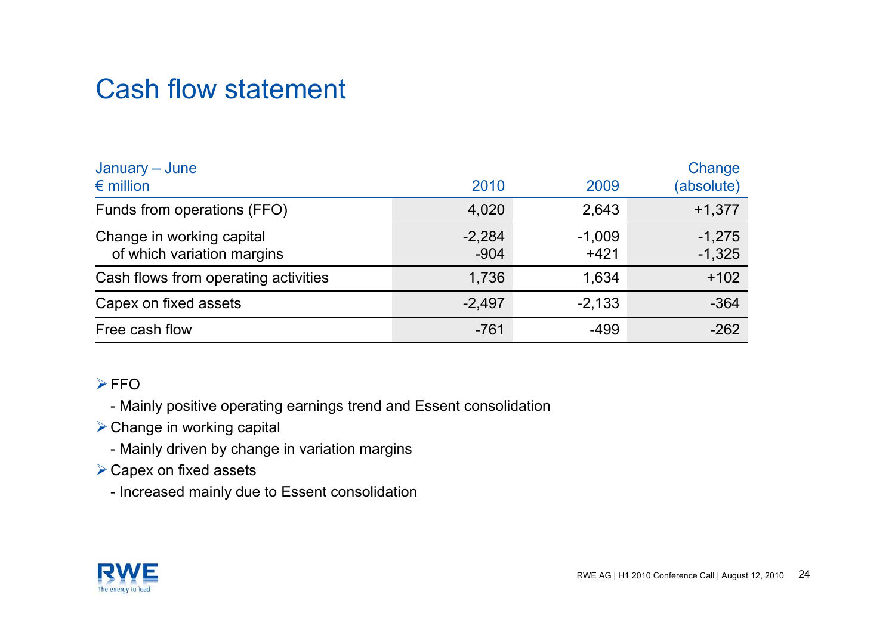# Cash flow statement

| January – June<br>€ million | 2010 | 2009 | Change (absolute) |
|---|---|---|---|
| Funds from operations (FFO) | 4,020 | 2,643 | +1,377 |
| Change in working capital | -2,284 | -1,009 | -1,275 |
| of which variation margins | -904 | +421 | -1,325 |
| Cash flows from operating activities | 1,736 | 1,634 | +102 |
| Capex on fixed assets | -2,497 | -2,133 | -364 |
| Free cash flow | -761 | -499 | -262 |

- FFO
  - Mainly positive operating earnings trend and Essent consolidation
- Change in working capital
  - Mainly driven by change in variation margins
- Capex on fixed assets
  - Increased mainly due to Essent consolidation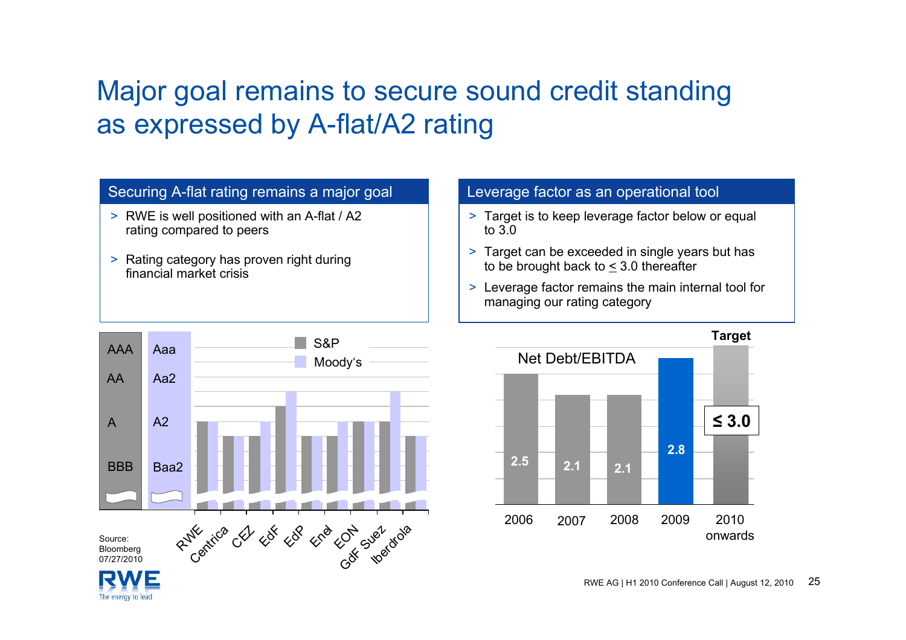# Major goal remains to secure sound credit standing as expressed by A-flat/A2 rating

## Securing A-flat rating remains a major goal

- RWE is well positioned with an A-flat / A2 rating compared to peers
- Rating category has proven right during financial market crisis

| | S&P | Moody's |
|---|---|---|
| RWE | A | A2 |
| Centrica | A- | A3 |
| CEZ | A- | A2 |
| EdF | A+ | Aa3 |
| EdP | A- | A3 |
| Enel | A- | A2 |
| EON | A | A2 |
| GdF Suez | A | Aa3 |
| Iberdrola | A- | A3 |

Source: Bloomberg 07/27/2010

## Leverage factor as an operational tool

- Target is to keep leverage factor below or equal to 3.0
- Target can be exceeded in single years but has to be brought back to ≤ 3.0 thereafter
- Leverage factor remains the main internal tool for managing our rating category

**Net Debt/EBITDA**

| Year | Net Debt/EBITDA |
|---|---|
| 2006 | 2.5 |
| 2007 | 2.1 |
| 2008 | 2.1 |
| 2009 | 2.8 |
| 2010 onwards (Target) | ≤ 3.0 |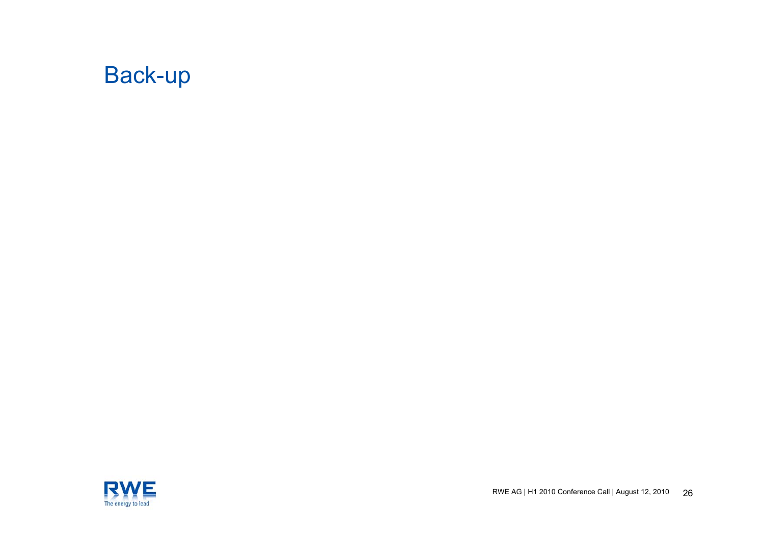# Back-up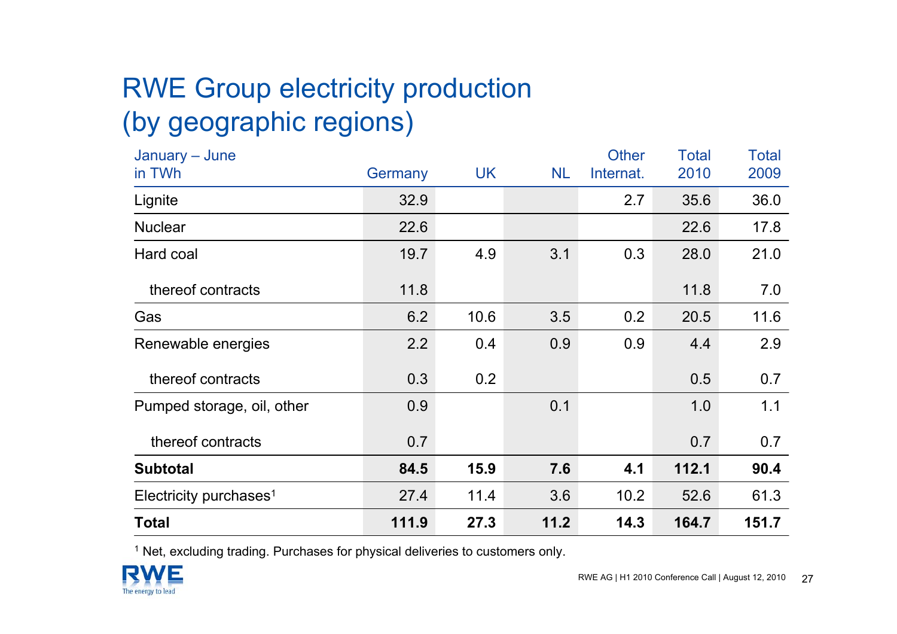# RWE Group electricity production (by geographic regions)

| January – June in TWh | Germany | UK | NL | Other Internat. | Total 2010 | Total 2009 |
|---|---|---|---|---|---|---|
| Lignite | 32.9 | | | 2.7 | 35.6 | 36.0 |
| Nuclear | 22.6 | | | | 22.6 | 17.8 |
| Hard coal | 19.7 | 4.9 | 3.1 | 0.3 | 28.0 | 21.0 |
| thereof contracts | 11.8 | | | | 11.8 | 7.0 |
| Gas | 6.2 | 10.6 | 3.5 | 0.2 | 20.5 | 11.6 |
| Renewable energies | 2.2 | 0.4 | 0.9 | 0.9 | 4.4 | 2.9 |
| thereof contracts | 0.3 | 0.2 | | | 0.5 | 0.7 |
| Pumped storage, oil, other | 0.9 | | 0.1 | | 1.0 | 1.1 |
| thereof contracts | 0.7 | | | | 0.7 | 0.7 |
| **Subtotal** | **84.5** | **15.9** | **7.6** | **4.1** | **112.1** | **90.4** |
| Electricity purchases[1] | 27.4 | 11.4 | 3.6 | 10.2 | 52.6 | 61.3 |
| **Total** | **111.9** | **27.3** | **11.2** | **14.3** | **164.7** | **151.7** |

[1] Net, excluding trading. Purchases for physical deliveries to customers only.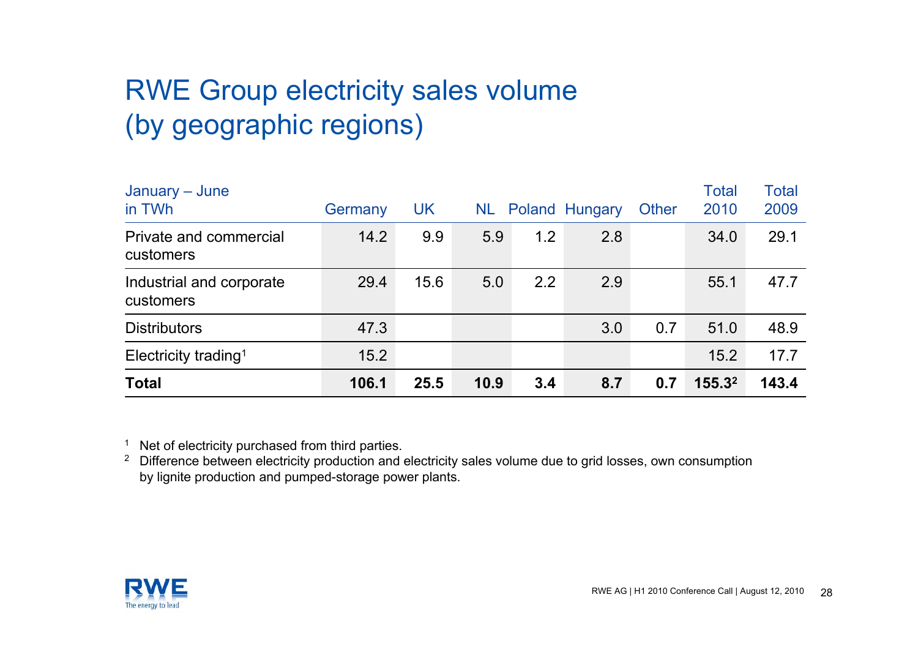# RWE Group electricity sales volume (by geographic regions)

| January – June in TWh | Germany | UK | NL | Poland | Hungary | Other | Total 2010 | Total 2009 |
|---|---|---|---|---|---|---|---|---|
| Private and commercial customers | 14.2 | 9.9 | 5.9 | 1.2 | 2.8 | | 34.0 | 29.1 |
| Industrial and corporate customers | 29.4 | 15.6 | 5.0 | 2.2 | 2.9 | | 55.1 | 47.7 |
| Distributors | 47.3 | | | | 3.0 | 0.7 | 51.0 | 48.9 |
| Electricity trading[1] | 15.2 | | | | | | 15.2 | 17.7 |
| **Total** | **106.1** | **25.5** | **10.9** | **3.4** | **8.7** | **0.7** | **155.3**[2] | **143.4** |

[1] Net of electricity purchased from third parties.

[2] Difference between electricity production and electricity sales volume due to grid losses, own consumption by lignite production and pumped-storage power plants.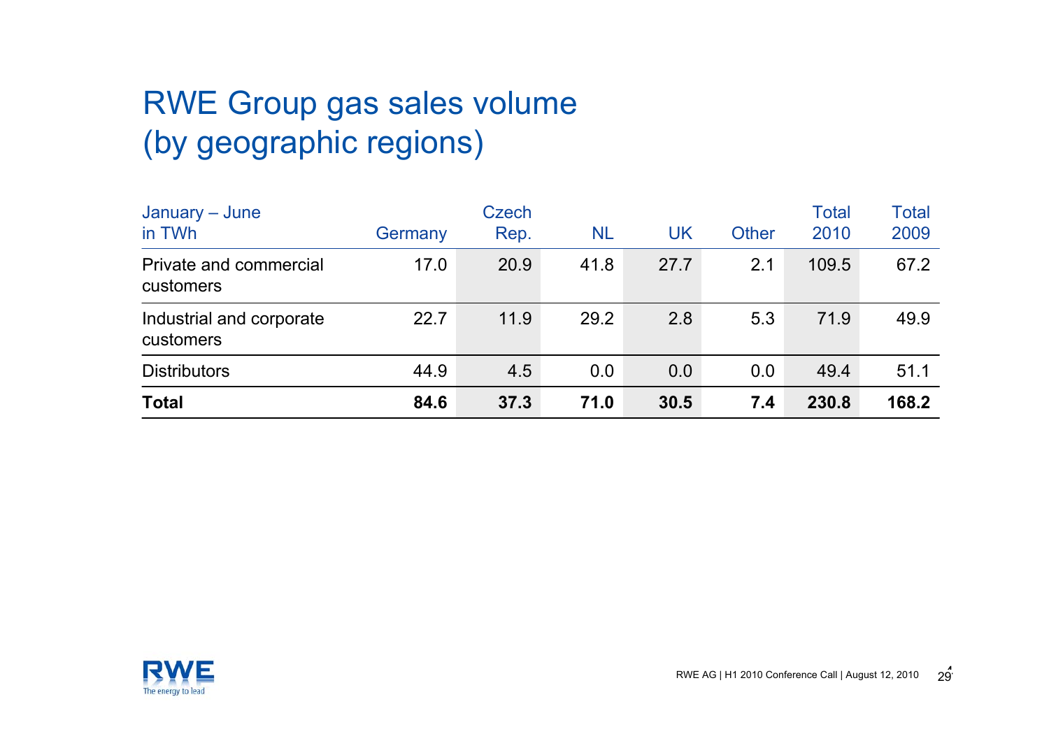# RWE Group gas sales volume (by geographic regions)

| January – June in TWh | Germany | Czech Rep. | NL | UK | Other | Total 2010 | Total 2009 |
|---|---|---|---|---|---|---|---|
| Private and commercial customers | 17.0 | 20.9 | 41.8 | 27.7 | 2.1 | 109.5 | 67.2 |
| Industrial and corporate customers | 22.7 | 11.9 | 29.2 | 2.8 | 5.3 | 71.9 | 49.9 |
| Distributors | 44.9 | 4.5 | 0.0 | 0.0 | 0.0 | 49.4 | 51.1 |
| **Total** | **84.6** | **37.3** | **71.0** | **30.5** | **7.4** | **230.8** | **168.2** |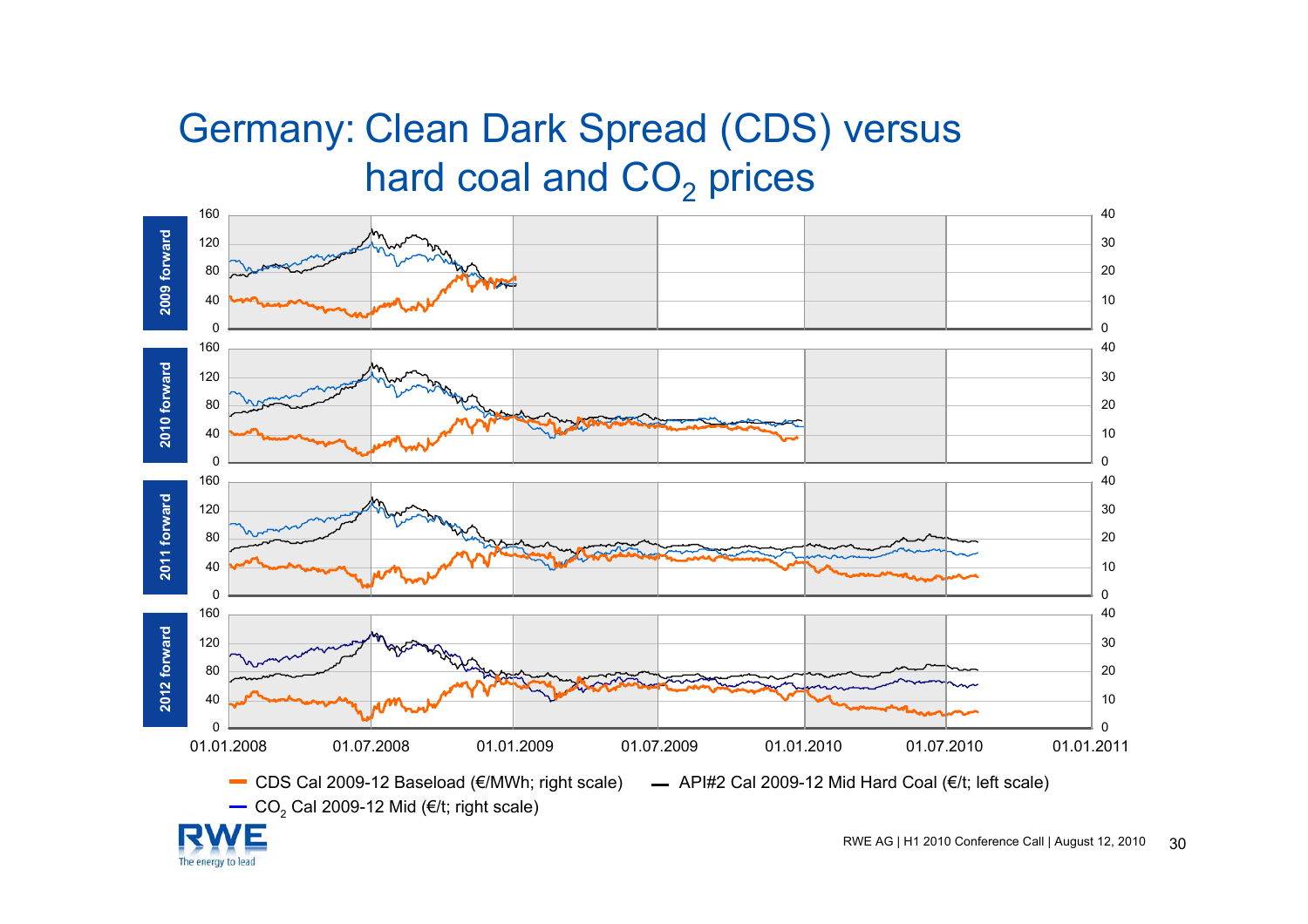# Germany: Clean Dark Spread (CDS) versus hard coal and $CO_2$ prices

2009 forward

2010 forward

2011 forward

2012 forward

01.01.2008 01.07.2008 01.01.2009 01.07.2009 01.01.2010 01.07.2010 01.01.2011

- CDS Cal 2009-12 Baseload (€/MWh; right scale)
- API#2 Cal 2009-12 Mid Hard Coal (€/t; left scale)
- $CO_2$ Cal 2009-12 Mid (€/t; right scale)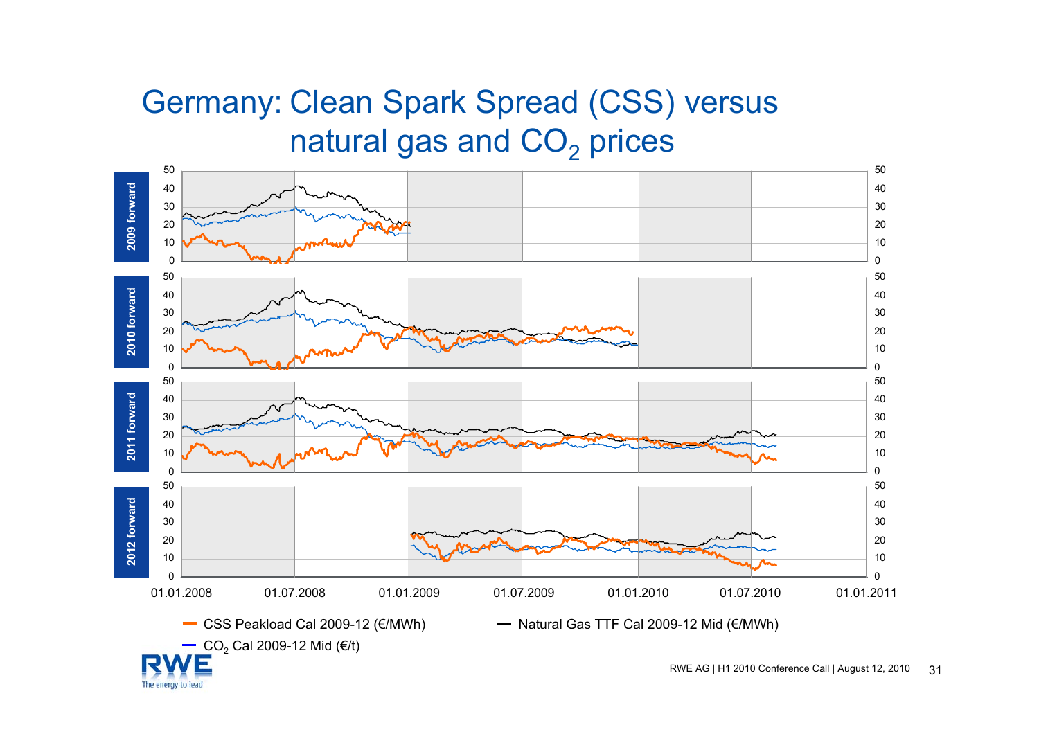# Germany: Clean Spark Spread (CSS) versus natural gas and $CO_2$ prices

2009 forward

2010 forward

2011 forward

2012 forward

01.01.2008 | 01.07.2008 | 01.01.2009 | 01.07.2009 | 01.01.2010 | 01.07.2010 | 01.01.2011

- CSS Peakload Cal 2009-12 (€/MWh)
- Natural Gas TTF Cal 2009-12 Mid (€/MWh)
- $CO_2$ Cal 2009-12 Mid (€/t)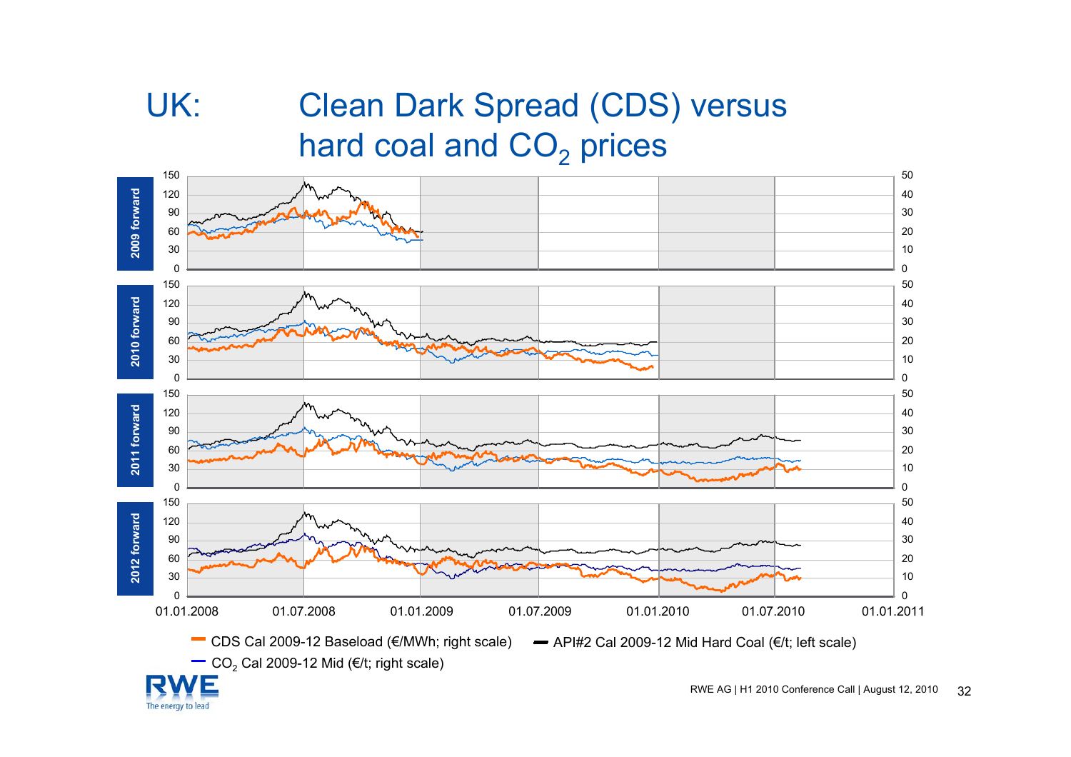# UK: Clean Dark Spread (CDS) versus hard coal and $CO_2$ prices

2009 forward

2010 forward

2011 forward

2012 forward

01.01.2008 | 01.07.2008 | 01.01.2009 | 01.07.2009 | 01.01.2010 | 01.07.2010 | 01.01.2011

- CDS Cal 2009-12 Baseload (€/MWh; right scale)
- API#2 Cal 2009-12 Mid Hard Coal (€/t; left scale)
- $CO_2$ Cal 2009-12 Mid (€/t; right scale)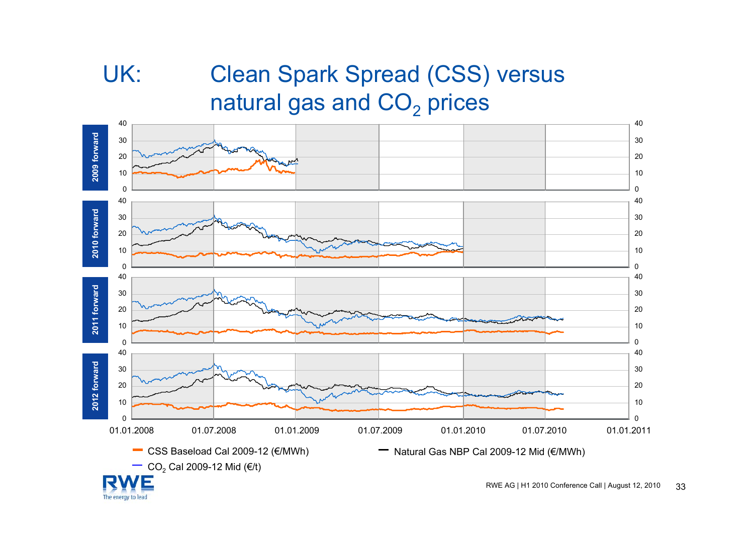# UK: Clean Spark Spread (CSS) versus natural gas and $CO_2$ prices

2009 forward

2010 forward

2011 forward

2012 forward

01.01.2008 01.07.2008 01.01.2009 01.07.2009 01.01.2010 01.07.2010 01.01.2011

- CSS Baseload Cal 2009-12 (€/MWh)
- Natural Gas NBP Cal 2009-12 Mid (€/MWh)
- $CO_2$ Cal 2009-12 Mid (€/t)

RWE AG | H1 2010 Conference Call | August 12, 2010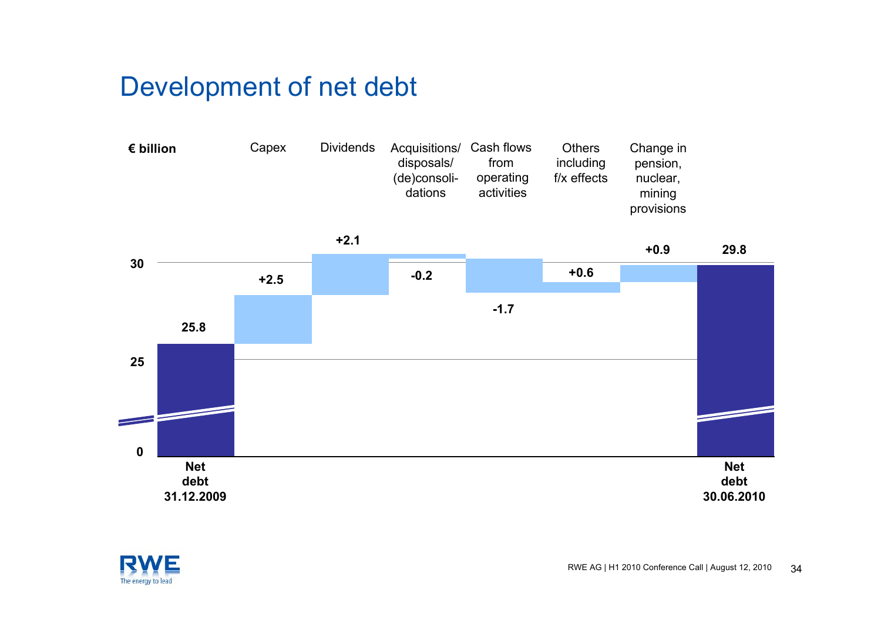# Development of net debt

€ billion

| | Net debt 31.12.2009 | Capex | Dividends | Acquisitions/ disposals/ (de)consoli-dations | Cash flows from operating activities | Others including f/x effects | Change in pension, nuclear, mining provisions | Net debt 30.06.2010 |
|---|---|---|---|---|---|---|---|---|
| € billion | 25.8 | +2.5 | +2.1 | -0.2 | -1.7 | +0.6 | +0.9 | 29.8 |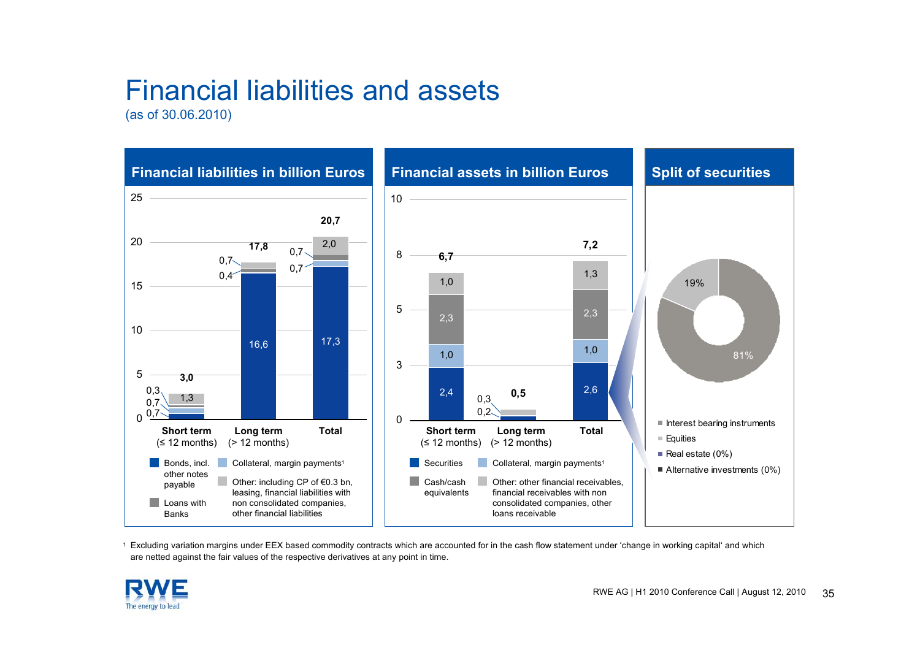# Financial liabilities and assets

(as of 30.06.2010)

## Financial liabilities in billion Euros

| | Short term (≤ 12 months) | Long term (> 12 months) | Total |
|---|---|---|---|
| Bonds, incl. other notes payable | 0,7 | 16,6 | 17,3 |
| Collateral, margin payments[1] | 0,7 | 0,4 | 0,7 |
| Loans with Banks | 0,3 | 0,7 | 0,7 |
| Other: including CP of €0.3 bn, leasing, financial liabilities with non consolidated companies, other financial liabilities | 1,3 | | 2,0 |
| **Total** | **3,0** | **17,8** | **20,7** |

## Financial assets in billion Euros

| | Short term (≤ 12 months) | Long term (> 12 months) | Total |
|---|---|---|---|
| Securities | 2,4 | 0,2 | 2,6 |
| Collateral, margin payments[1] | 1,0 | | 1,0 |
| Cash/cash equivalents | 2,3 | | 2,3 |
| Other: other financial receivables, financial receivables with non consolidated companies, other loans receivable | 1,0 | 0,3 | 1,3 |
| **Total** | **6,7** | **0,5** | **7,2** |

## Split of securities

- Interest bearing instruments: 81%
- Equities: 19%
- Real estate (0%)
- Alternative investments (0%)

[1] Excluding variation margins under EEX based commodity contracts which are accounted for in the cash flow statement under 'change in working capital' and which are netted against the fair values of the respective derivatives at any point in time.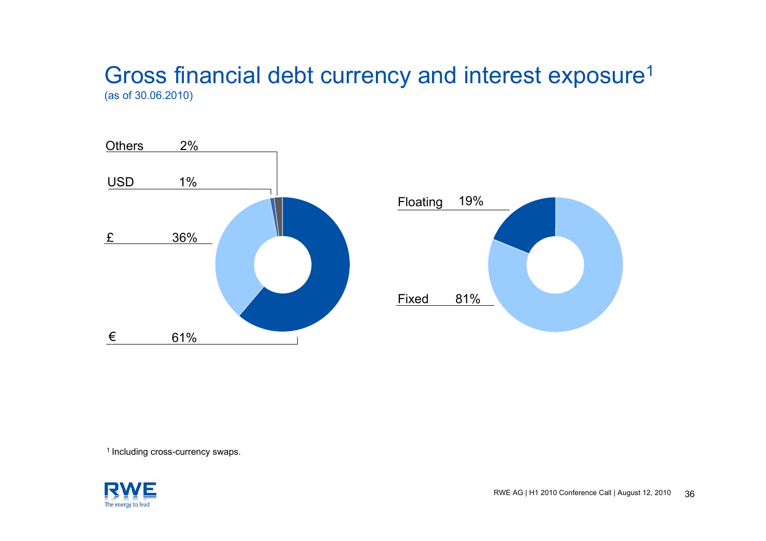# Gross financial debt currency and interest exposure[1]

(as of 30.06.2010)

| Currency | Share |
|---|---|
| Others | 2% |
| USD | 1% |
| £ | 36% |
| € | 61% |

| Interest | Share |
|---|---|
| Floating | 19% |
| Fixed | 81% |

[1] Including cross-currency swaps.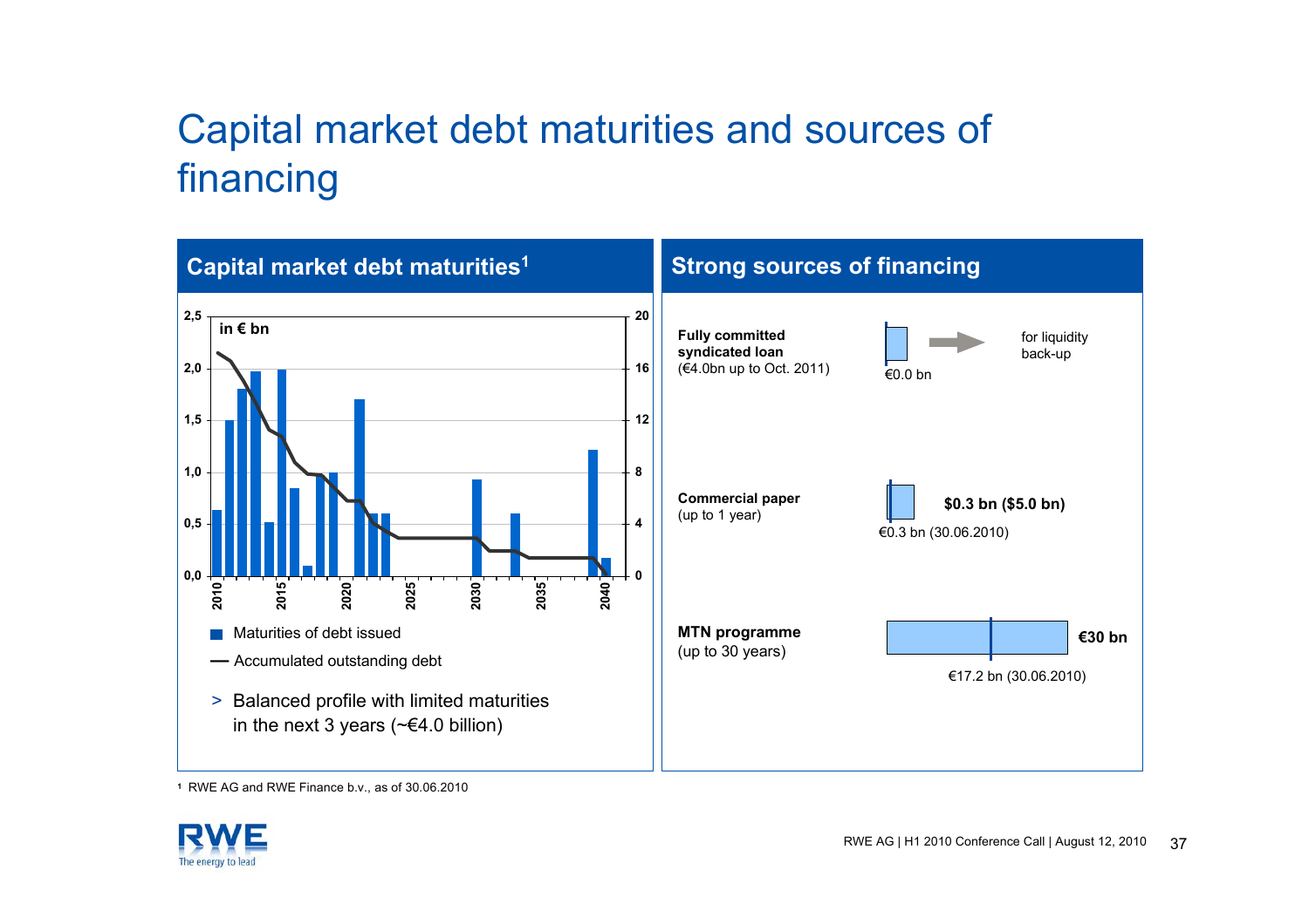# Capital market debt maturities and sources of financing

## Capital market debt maturities[1]

in € bn

2,5
2,0
1,5
1,0
0,5
0,0

20
16
12
8
4
0

2010
2015
2020
2025
2030
2035
2040

Maturities of debt issued

Accumulated outstanding debt

> Balanced profile with limited maturities in the next 3 years (~€4.0 billion)

## Strong sources of financing

**Fully committed syndicated loan**
(€4.0bn up to Oct. 2011)

€0.0 bn

for liquidity back-up

**Commercial paper**
(up to 1 year)

**$0.3 bn ($5.0 bn)**

€0.3 bn (30.06.2010)

**MTN programme**
(up to 30 years)

**€30 bn**

€17.2 bn (30.06.2010)

[1] RWE AG and RWE Finance b.v., as of 30.06.2010